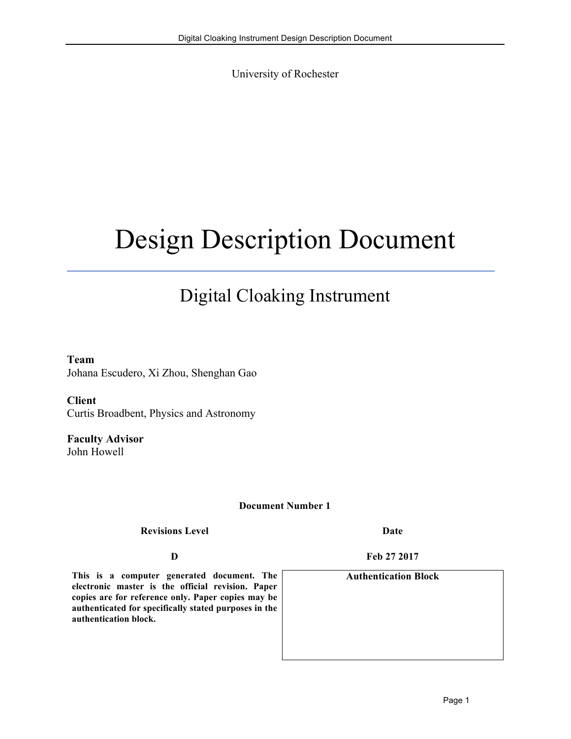University of Rochester

# Design Description Document

## Digital Cloaking Instrument

**Team**
Johana Escudero, Xi Zhou, Shenghan Gao

**Client**
Curtis Broadbent, Physics and Astronomy

**Faculty Advisor**
John Howell

**Document Number 1**

| Revisions Level | Date |
| --- | --- |
| D | Feb 27 2017 |

**This is a computer generated document. The electronic master is the official revision. Paper copies are for reference only. Paper copies may be authenticated for specifically stated purposes in the authentication block.**

| Authentication Block |
| --- |
| |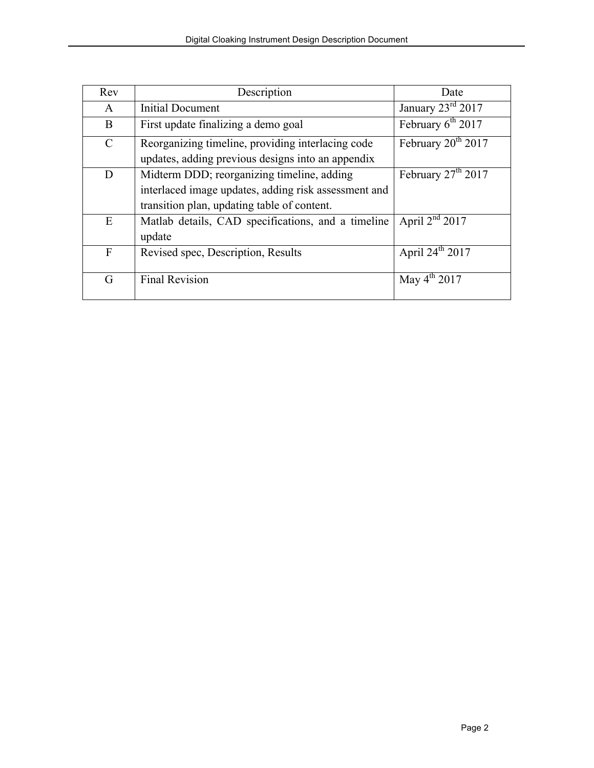| Rev | Description | Date |
|---|---|---|
| A | Initial Document | January 23rd 2017 |
| B | First update finalizing a demo goal | February 6th 2017 |
| C | Reorganizing timeline, providing interlacing code updates, adding previous designs into an appendix | February 20th 2017 |
| D | Midterm DDD; reorganizing timeline, adding interlaced image updates, adding risk assessment and transition plan, updating table of content. | February 27th 2017 |
| E | Matlab details, CAD specifications, and a timeline update | April 2nd 2017 |
| F | Revised spec, Description, Results | April 24th 2017 |
| G | Final Revision | May 4th 2017 |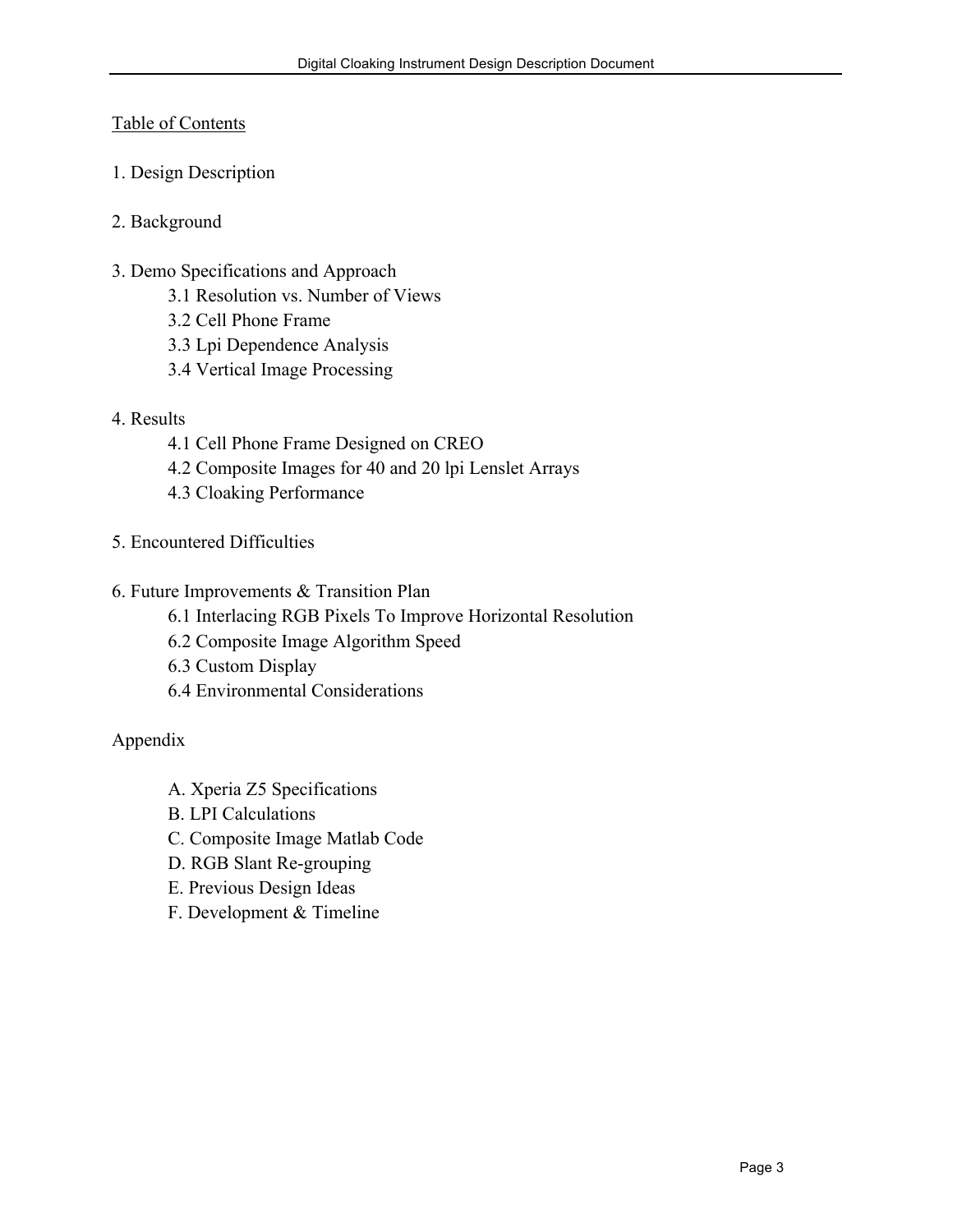## Table of Contents

1. Design Description

2. Background

3. Demo Specifications and Approach
   - 3.1 Resolution vs. Number of Views
   - 3.2 Cell Phone Frame
   - 3.3 Lpi Dependence Analysis
   - 3.4 Vertical Image Processing

4. Results
   - 4.1 Cell Phone Frame Designed on CREO
   - 4.2 Composite Images for 40 and 20 lpi Lenslet Arrays
   - 4.3 Cloaking Performance

5. Encountered Difficulties

6. Future Improvements & Transition Plan
   - 6.1 Interlacing RGB Pixels To Improve Horizontal Resolution
   - 6.2 Composite Image Algorithm Speed
   - 6.3 Custom Display
   - 6.4 Environmental Considerations

Appendix

- A. Xperia Z5 Specifications
- B. LPI Calculations
- C. Composite Image Matlab Code
- D. RGB Slant Re-grouping
- E. Previous Design Ideas
- F. Development & Timeline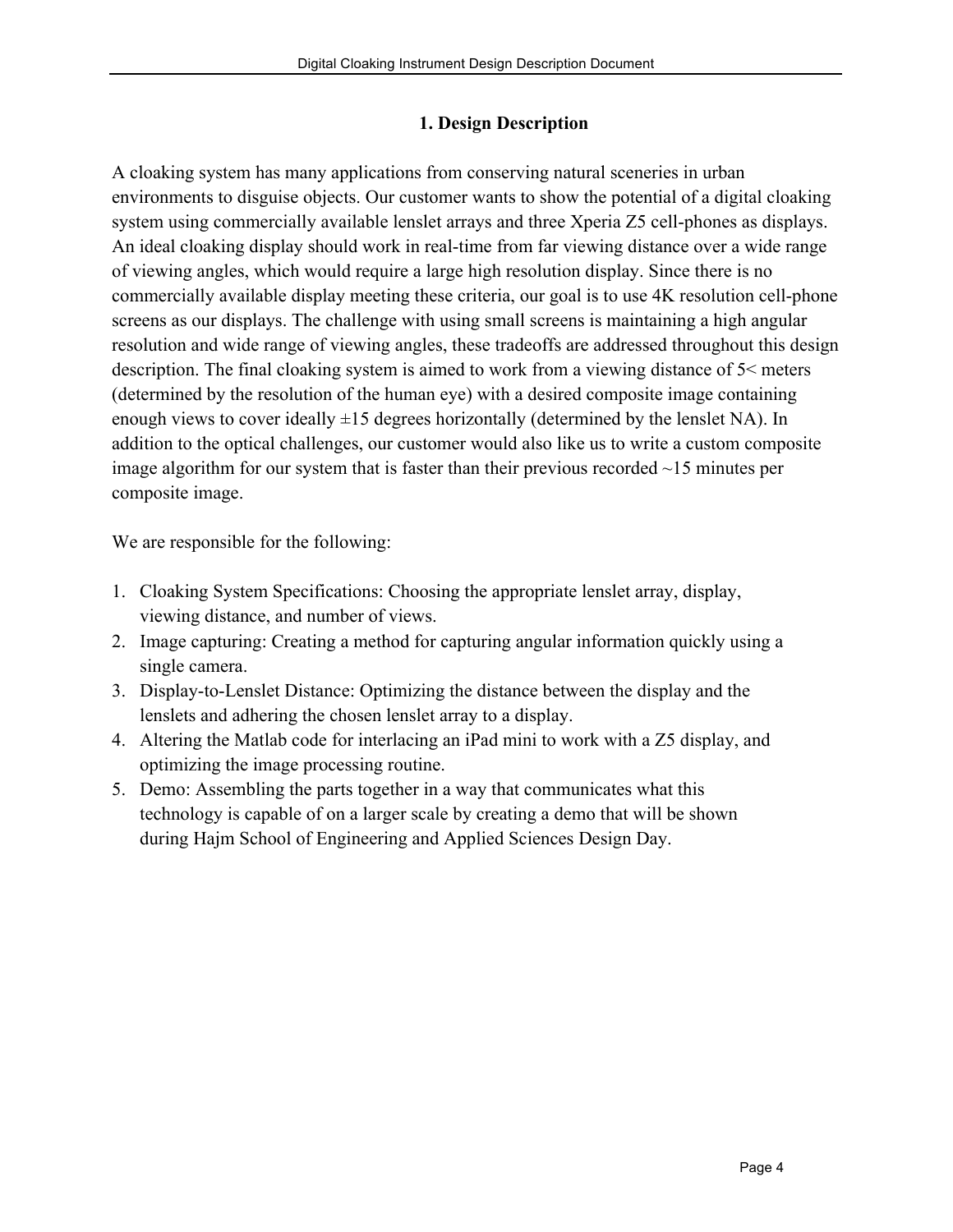# 1. Design Description

A cloaking system has many applications from conserving natural sceneries in urban environments to disguise objects. Our customer wants to show the potential of a digital cloaking system using commercially available lenslet arrays and three Xperia Z5 cell-phones as displays. An ideal cloaking display should work in real-time from far viewing distance over a wide range of viewing angles, which would require a large high resolution display. Since there is no commercially available display meeting these criteria, our goal is to use 4K resolution cell-phone screens as our displays. The challenge with using small screens is maintaining a high angular resolution and wide range of viewing angles, these tradeoffs are addressed throughout this design description. The final cloaking system is aimed to work from a viewing distance of 5< meters (determined by the resolution of the human eye) with a desired composite image containing enough views to cover ideally ±15 degrees horizontally (determined by the lenslet NA). In addition to the optical challenges, our customer would also like us to write a custom composite image algorithm for our system that is faster than their previous recorded ~15 minutes per composite image.

We are responsible for the following:

1. Cloaking System Specifications: Choosing the appropriate lenslet array, display, viewing distance, and number of views.
2. Image capturing: Creating a method for capturing angular information quickly using a single camera.
3. Display-to-Lenslet Distance: Optimizing the distance between the display and the lenslets and adhering the chosen lenslet array to a display.
4. Altering the Matlab code for interlacing an iPad mini to work with a Z5 display, and optimizing the image processing routine.
5. Demo: Assembling the parts together in a way that communicates what this technology is capable of on a larger scale by creating a demo that will be shown during Hajm School of Engineering and Applied Sciences Design Day.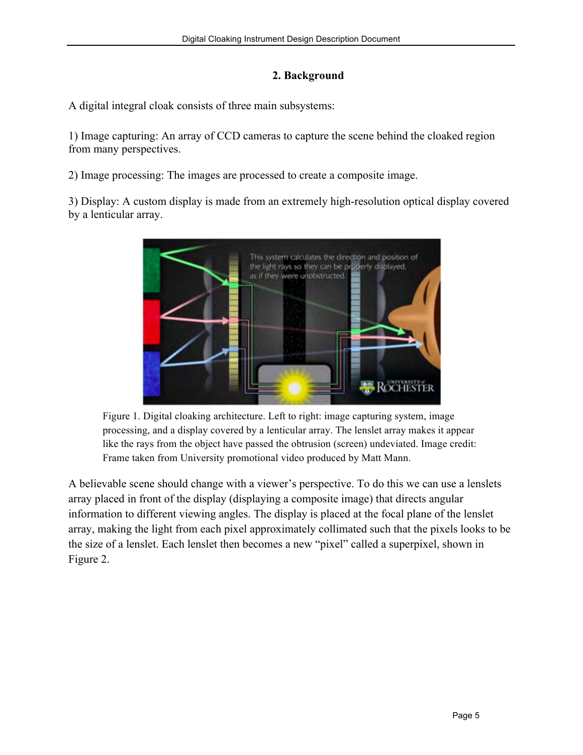## 2. Background

A digital integral cloak consists of three main subsystems:

1) Image capturing: An array of CCD cameras to capture the scene behind the cloaked region from many perspectives.

2) Image processing: The images are processed to create a composite image.

3) Display: A custom display is made from an extremely high-resolution optical display covered by a lenticular array.

Figure 1. Digital cloaking architecture. Left to right: image capturing system, image processing, and a display covered by a lenticular array. The lenslet array makes it appear like the rays from the object have passed the obtrusion (screen) undeviated. Image credit: Frame taken from University promotional video produced by Matt Mann.

A believable scene should change with a viewer's perspective. To do this we can use a lenslets array placed in front of the display (displaying a composite image) that directs angular information to different viewing angles. The display is placed at the focal plane of the lenslet array, making the light from each pixel approximately collimated such that the pixels looks to be the size of a lenslet. Each lenslet then becomes a new "pixel" called a superpixel, shown in Figure 2.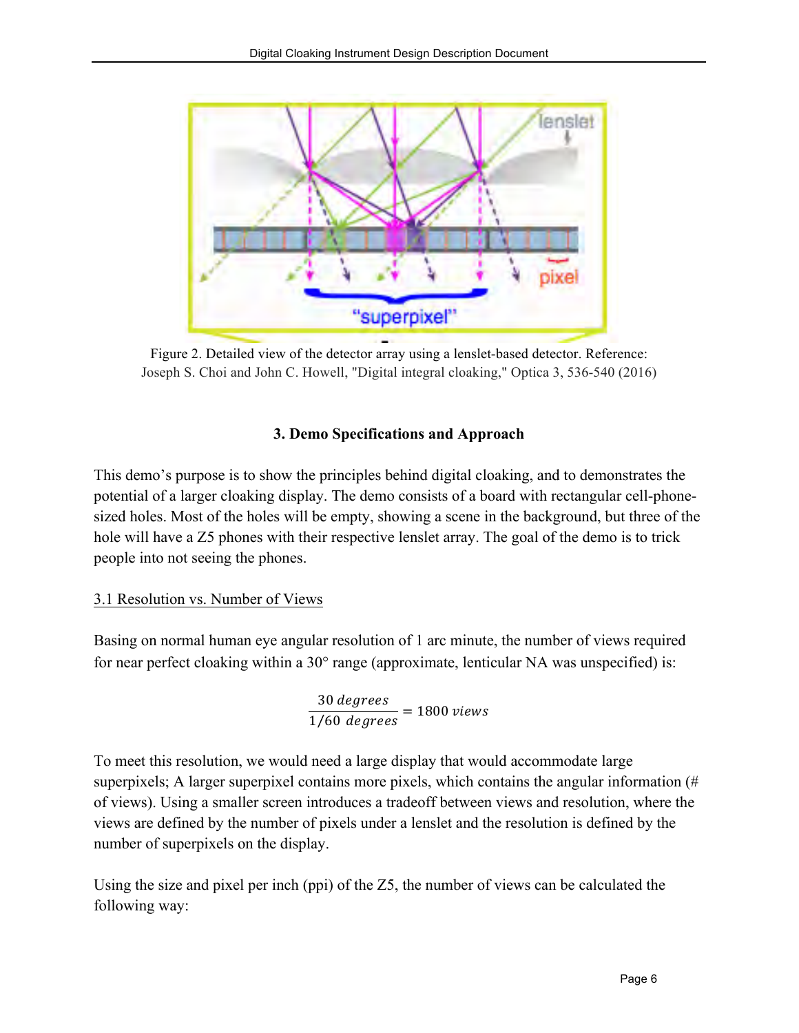Figure 2. Detailed view of the detector array using a lenslet-based detector. Reference: Joseph S. Choi and John C. Howell, "Digital integral cloaking," Optica 3, 536-540 (2016)

### 3. Demo Specifications and Approach

This demo's purpose is to show the principles behind digital cloaking, and to demonstrates the potential of a larger cloaking display. The demo consists of a board with rectangular cell-phone-sized holes. Most of the holes will be empty, showing a scene in the background, but three of the hole will have a Z5 phones with their respective lenslet array. The goal of the demo is to trick people into not seeing the phones.

#### 3.1 Resolution vs. Number of Views

Basing on normal human eye angular resolution of 1 arc minute, the number of views required for near perfect cloaking within a 30° range (approximate, lenticular NA was unspecified) is:

$$\frac{30\ degrees}{1/60\ degrees} = 1800\ views$$

To meet this resolution, we would need a large display that would accommodate large superpixels; A larger superpixel contains more pixels, which contains the angular information (# of views). Using a smaller screen introduces a tradeoff between views and resolution, where the views are defined by the number of pixels under a lenslet and the resolution is defined by the number of superpixels on the display.

Using the size and pixel per inch (ppi) of the Z5, the number of views can be calculated the following way: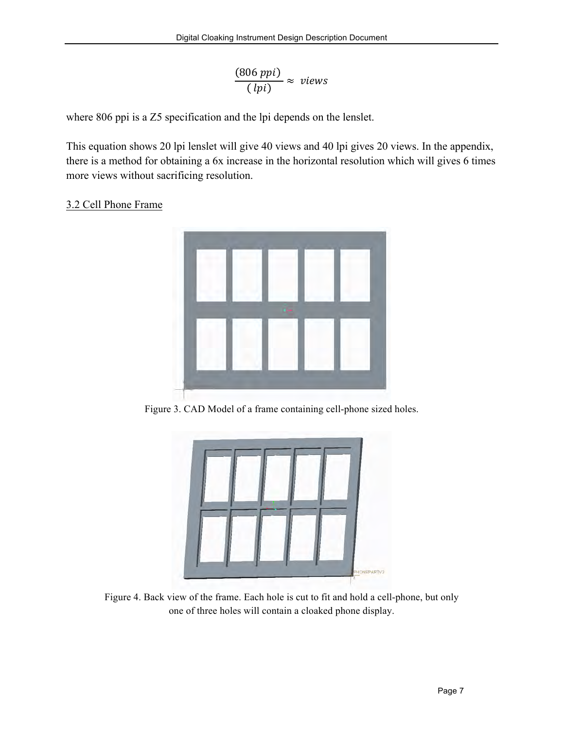$$\frac{(806\,ppi)}{(\,lpi)} \approx \ views$$

where 806 ppi is a Z5 specification and the lpi depends on the lenslet.

This equation shows 20 lpi lenslet will give 40 views and 40 lpi gives 20 views. In the appendix, there is a method for obtaining a 6x increase in the horizontal resolution which will gives 6 times more views without sacrificing resolution.

## 3.2 Cell Phone Frame

Figure 3. CAD Model of a frame containing cell-phone sized holes.

Figure 4. Back view of the frame. Each hole is cut to fit and hold a cell-phone, but only one of three holes will contain a cloaked phone display.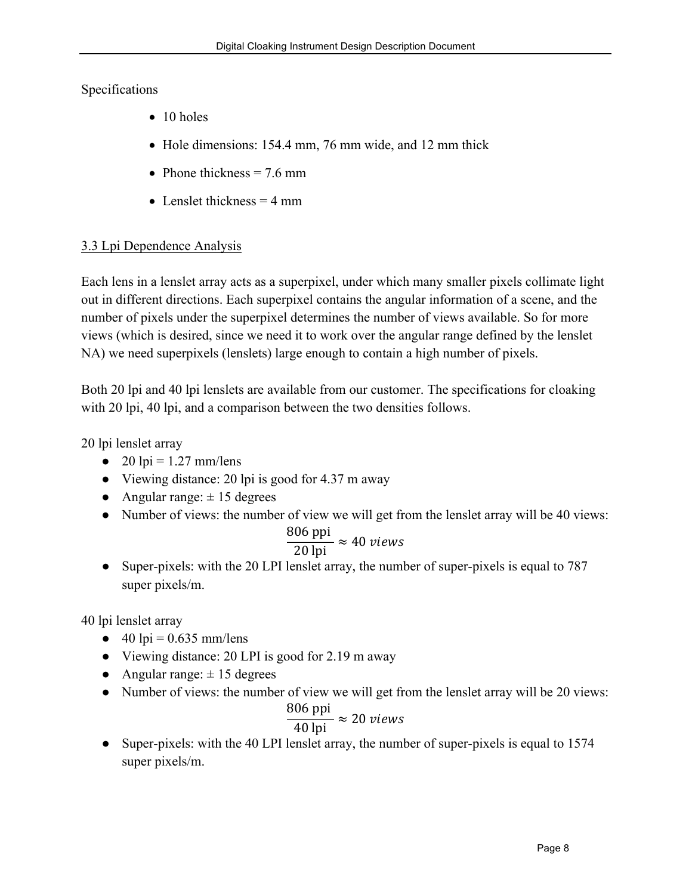Specifications

- 10 holes
- Hole dimensions: 154.4 mm, 76 mm wide, and 12 mm thick
- Phone thickness = 7.6 mm
- Lenslet thickness = 4 mm

### 3.3 Lpi Dependence Analysis

Each lens in a lenslet array acts as a superpixel, under which many smaller pixels collimate light out in different directions. Each superpixel contains the angular information of a scene, and the number of pixels under the superpixel determines the number of views available. So for more views (which is desired, since we need it to work over the angular range defined by the lenslet NA) we need superpixels (lenslets) large enough to contain a high number of pixels.

Both 20 lpi and 40 lpi lenslets are available from our customer. The specifications for cloaking with 20 lpi, 40 lpi, and a comparison between the two densities follows.

20 lpi lenslet array

- 20 lpi = 1.27 mm/lens
- Viewing distance: 20 lpi is good for 4.37 m away
- Angular range: ± 15 degrees
- Number of views: the number of view we will get from the lenslet array will be 40 views:
$$\frac{806 \text{ ppi}}{20 \text{ lpi}} \approx 40 \; views$$
- Super-pixels: with the 20 LPI lenslet array, the number of super-pixels is equal to 787 super pixels/m.

40 lpi lenslet array

- 40 lpi = 0.635 mm/lens
- Viewing distance: 20 LPI is good for 2.19 m away
- Angular range: ± 15 degrees
- Number of views: the number of view we will get from the lenslet array will be 20 views:
$$\frac{806 \text{ ppi}}{40 \text{ lpi}} \approx 20 \; views$$
- Super-pixels: with the 40 LPI lenslet array, the number of super-pixels is equal to 1574 super pixels/m.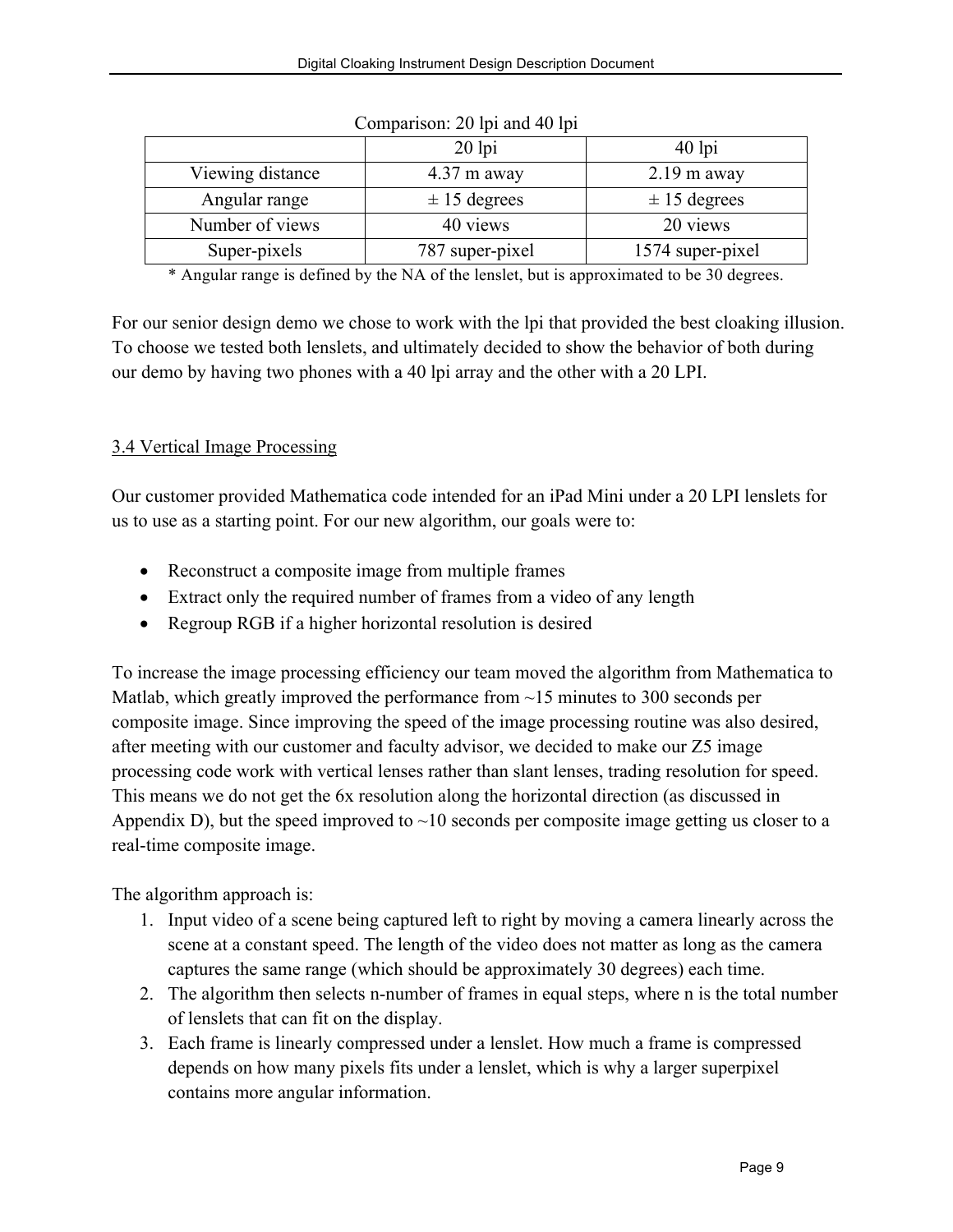Comparison: 20 lpi and 40 lpi

| | 20 lpi | 40 lpi |
|---|---|---|
| Viewing distance | 4.37 m away | 2.19 m away |
| Angular range | ± 15 degrees | ± 15 degrees |
| Number of views | 40 views | 20 views |
| Super-pixels | 787 super-pixel | 1574 super-pixel |

* Angular range is defined by the NA of the lenslet, but is approximated to be 30 degrees.

For our senior design demo we chose to work with the lpi that provided the best cloaking illusion. To choose we tested both lenslets, and ultimately decided to show the behavior of both during our demo by having two phones with a 40 lpi array and the other with a 20 LPI.

### 3.4 Vertical Image Processing

Our customer provided Mathematica code intended for an iPad Mini under a 20 LPI lenslets for us to use as a starting point. For our new algorithm, our goals were to:

- Reconstruct a composite image from multiple frames
- Extract only the required number of frames from a video of any length
- Regroup RGB if a higher horizontal resolution is desired

To increase the image processing efficiency our team moved the algorithm from Mathematica to Matlab, which greatly improved the performance from ~15 minutes to 300 seconds per composite image. Since improving the speed of the image processing routine was also desired, after meeting with our customer and faculty advisor, we decided to make our Z5 image processing code work with vertical lenses rather than slant lenses, trading resolution for speed. This means we do not get the 6x resolution along the horizontal direction (as discussed in Appendix D), but the speed improved to ~10 seconds per composite image getting us closer to a real-time composite image.

The algorithm approach is:

1. Input video of a scene being captured left to right by moving a camera linearly across the scene at a constant speed. The length of the video does not matter as long as the camera captures the same range (which should be approximately 30 degrees) each time.
2. The algorithm then selects n-number of frames in equal steps, where n is the total number of lenslets that can fit on the display.
3. Each frame is linearly compressed under a lenslet. How much a frame is compressed depends on how many pixels fits under a lenslet, which is why a larger superpixel contains more angular information.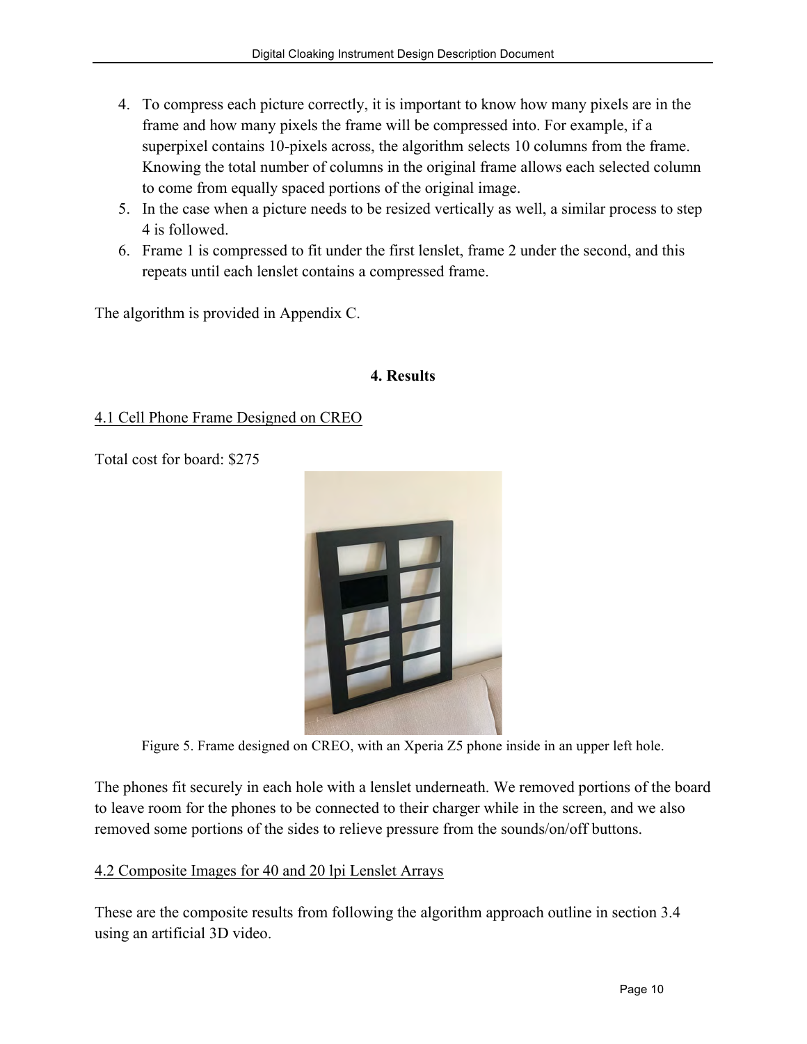4. To compress each picture correctly, it is important to know how many pixels are in the frame and how many pixels the frame will be compressed into. For example, if a superpixel contains 10-pixels across, the algorithm selects 10 columns from the frame. Knowing the total number of columns in the original frame allows each selected column to come from equally spaced portions of the original image.
5. In the case when a picture needs to be resized vertically as well, a similar process to step 4 is followed.
6. Frame 1 is compressed to fit under the first lenslet, frame 2 under the second, and this repeats until each lenslet contains a compressed frame.

The algorithm is provided in Appendix C.

## 4. Results

### 4.1 Cell Phone Frame Designed on CREO

Total cost for board: $275

Figure 5. Frame designed on CREO, with an Xperia Z5 phone inside in an upper left hole.

The phones fit securely in each hole with a lenslet underneath. We removed portions of the board to leave room for the phones to be connected to their charger while in the screen, and we also removed some portions of the sides to relieve pressure from the sounds/on/off buttons.

### 4.2 Composite Images for 40 and 20 lpi Lenslet Arrays

These are the composite results from following the algorithm approach outline in section 3.4 using an artificial 3D video.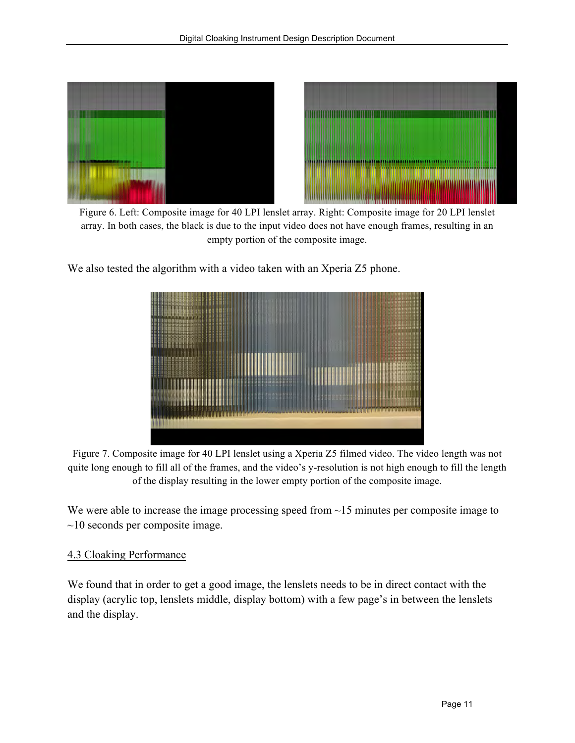Figure 6. Left: Composite image for 40 LPI lenslet array. Right: Composite image for 20 LPI lenslet array. In both cases, the black is due to the input video does not have enough frames, resulting in an empty portion of the composite image.

We also tested the algorithm with a video taken with an Xperia Z5 phone.

Figure 7. Composite image for 40 LPI lenslet using a Xperia Z5 filmed video. The video length was not quite long enough to fill all of the frames, and the video's y-resolution is not high enough to fill the length of the display resulting in the lower empty portion of the composite image.

We were able to increase the image processing speed from ~15 minutes per composite image to ~10 seconds per composite image.

## 4.3 Cloaking Performance

We found that in order to get a good image, the lenslets needs to be in direct contact with the display (acrylic top, lenslets middle, display bottom) with a few page's in between the lenslets and the display.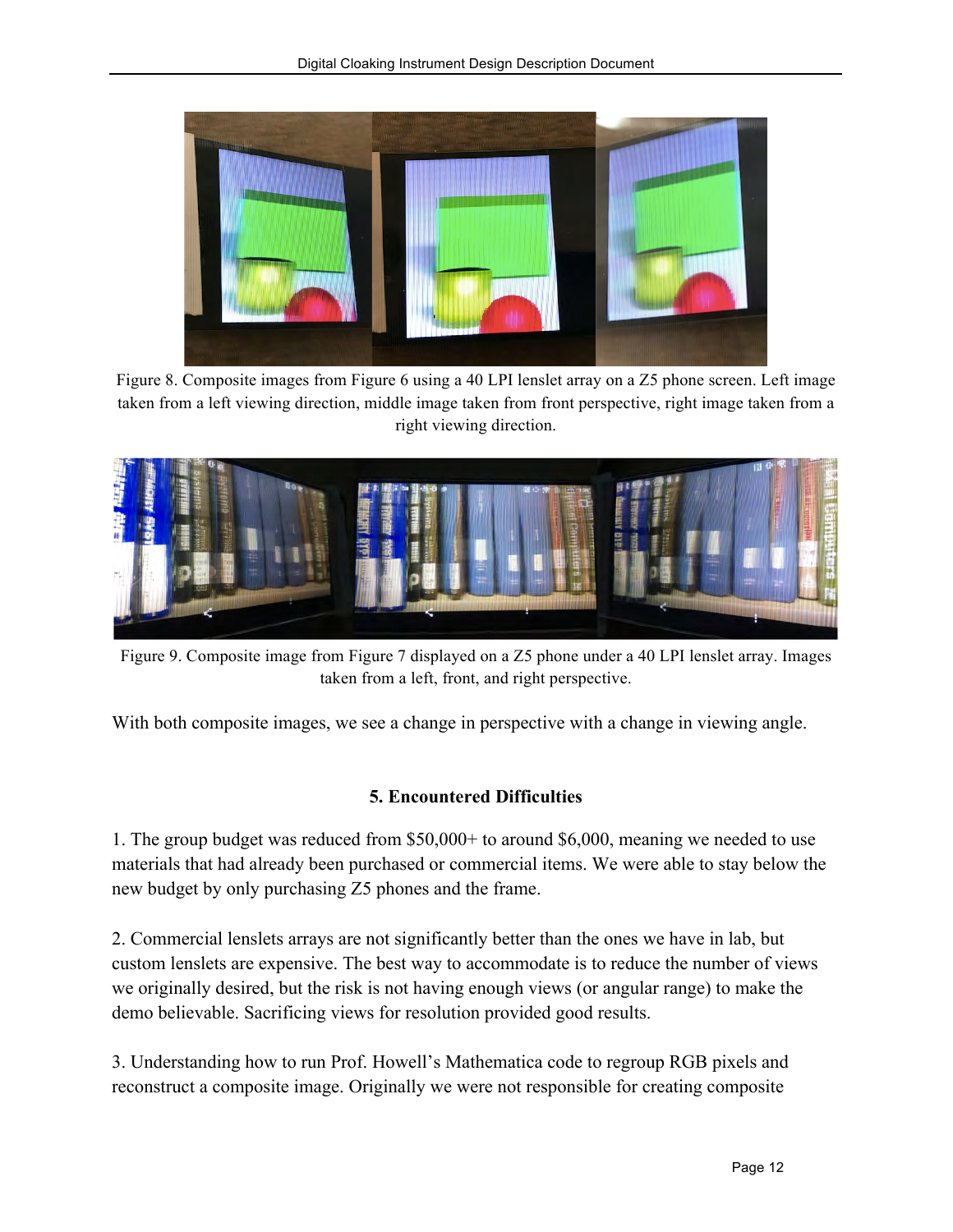Figure 8. Composite images from Figure 6 using a 40 LPI lenslet array on a Z5 phone screen. Left image taken from a left viewing direction, middle image taken from front perspective, right image taken from a right viewing direction.

Figure 9. Composite image from Figure 7 displayed on a Z5 phone under a 40 LPI lenslet array. Images taken from a left, front, and right perspective.

With both composite images, we see a change in perspective with a change in viewing angle.

## 5. Encountered Difficulties

1. The group budget was reduced from $50,000+ to around $6,000, meaning we needed to use materials that had already been purchased or commercial items. We were able to stay below the new budget by only purchasing Z5 phones and the frame.

2. Commercial lenslets arrays are not significantly better than the ones we have in lab, but custom lenslets are expensive. The best way to accommodate is to reduce the number of views we originally desired, but the risk is not having enough views (or angular range) to make the demo believable. Sacrificing views for resolution provided good results.

3. Understanding how to run Prof. Howell's Mathematica code to regroup RGB pixels and reconstruct a composite image. Originally we were not responsible for creating composite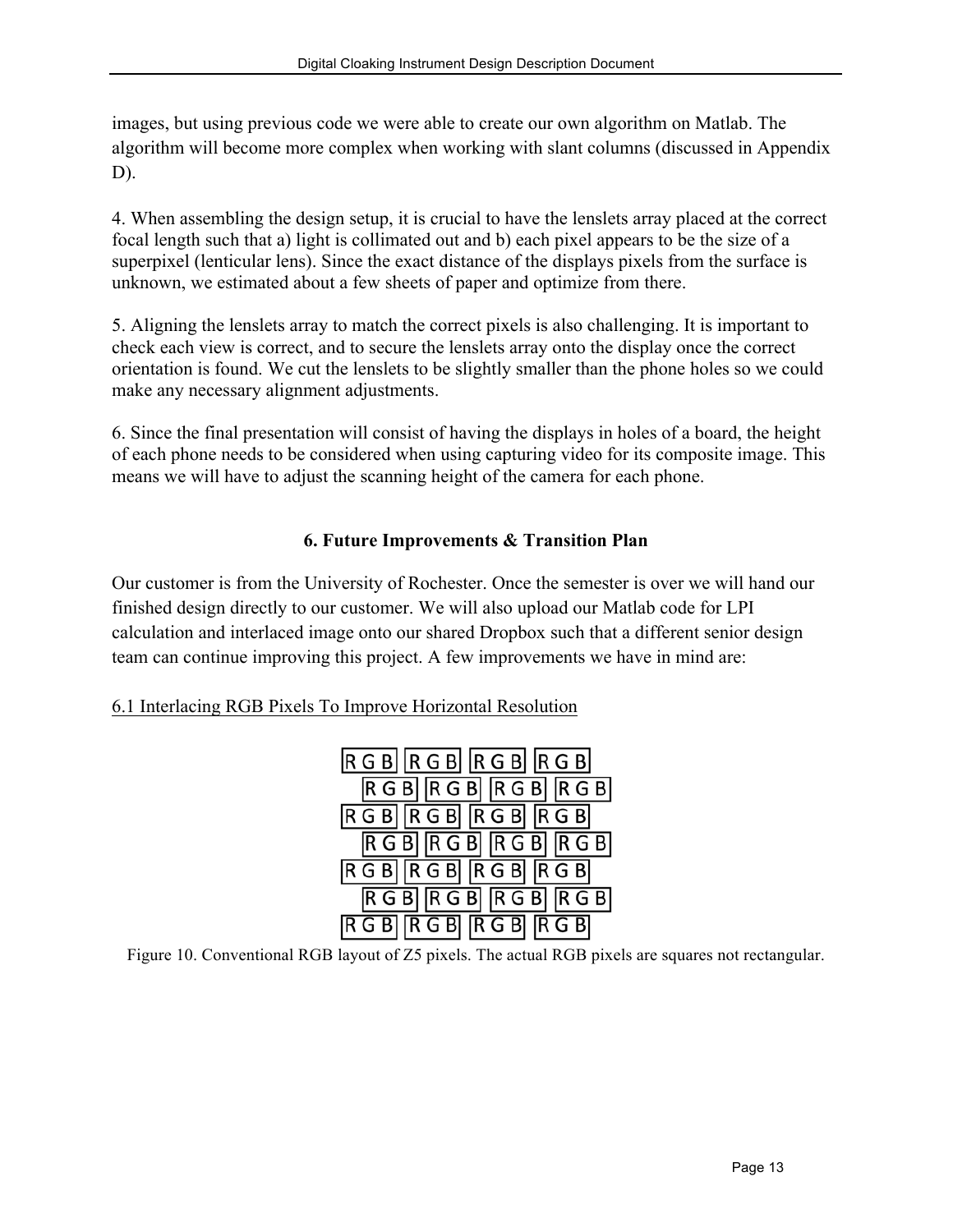images, but using previous code we were able to create our own algorithm on Matlab. The algorithm will become more complex when working with slant columns (discussed in Appendix D).

4. When assembling the design setup, it is crucial to have the lenslets array placed at the correct focal length such that a) light is collimated out and b) each pixel appears to be the size of a superpixel (lenticular lens). Since the exact distance of the displays pixels from the surface is unknown, we estimated about a few sheets of paper and optimize from there.

5. Aligning the lenslets array to match the correct pixels is also challenging. It is important to check each view is correct, and to secure the lenslets array onto the display once the correct orientation is found. We cut the lenslets to be slightly smaller than the phone holes so we could make any necessary alignment adjustments.

6. Since the final presentation will consist of having the displays in holes of a board, the height of each phone needs to be considered when using capturing video for its composite image. This means we will have to adjust the scanning height of the camera for each phone.

## 6. Future Improvements & Transition Plan

Our customer is from the University of Rochester. Once the semester is over we will hand our finished design directly to our customer. We will also upload our Matlab code for LPI calculation and interlaced image onto our shared Dropbox such that a different senior design team can continue improving this project. A few improvements we have in mind are:

### 6.1 Interlacing RGB Pixels To Improve Horizontal Resolution

```
[RGB] [RGB] [RGB] [RGB]
   [RGB] [RGB] [RGB] [RGB]
[RGB] [RGB] [RGB] [RGB]
   [RGB] [RGB] [RGB] [RGB]
[RGB] [RGB] [RGB] [RGB]
   [RGB] [RGB] [RGB] [RGB]
[RGB] [RGB] [RGB] [RGB]
```

Figure 10. Conventional RGB layout of Z5 pixels. The actual RGB pixels are squares not rectangular.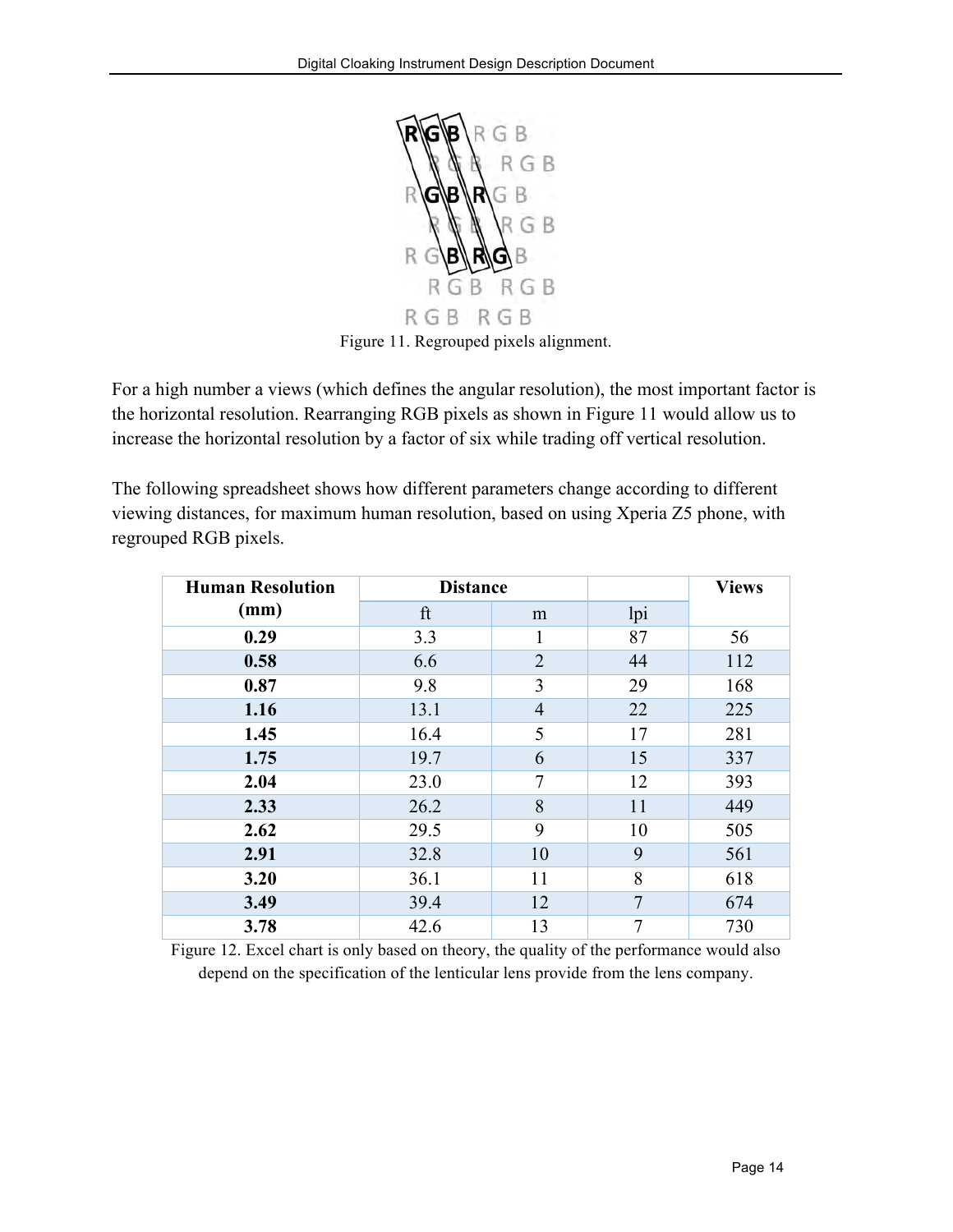Figure 11. Regrouped pixels alignment.

For a high number a views (which defines the angular resolution), the most important factor is the horizontal resolution. Rearranging RGB pixels as shown in Figure 11 would allow us to increase the horizontal resolution by a factor of six while trading off vertical resolution.

The following spreadsheet shows how different parameters change according to different viewing distances, for maximum human resolution, based on using Xperia Z5 phone, with regrouped RGB pixels.

| **Human Resolution (mm)** | **Distance** | | | **Views** |
|---|---|---|---|---|
| | ft | m | lpi | |
| **0.29** | 3.3 | 1 | 87 | 56 |
| **0.58** | 6.6 | 2 | 44 | 112 |
| **0.87** | 9.8 | 3 | 29 | 168 |
| **1.16** | 13.1 | 4 | 22 | 225 |
| **1.45** | 16.4 | 5 | 17 | 281 |
| **1.75** | 19.7 | 6 | 15 | 337 |
| **2.04** | 23.0 | 7 | 12 | 393 |
| **2.33** | 26.2 | 8 | 11 | 449 |
| **2.62** | 29.5 | 9 | 10 | 505 |
| **2.91** | 32.8 | 10 | 9 | 561 |
| **3.20** | 36.1 | 11 | 8 | 618 |
| **3.49** | 39.4 | 12 | 7 | 674 |
| **3.78** | 42.6 | 13 | 7 | 730 |

Figure 12. Excel chart is only based on theory, the quality of the performance would also depend on the specification of the lenticular lens provide from the lens company.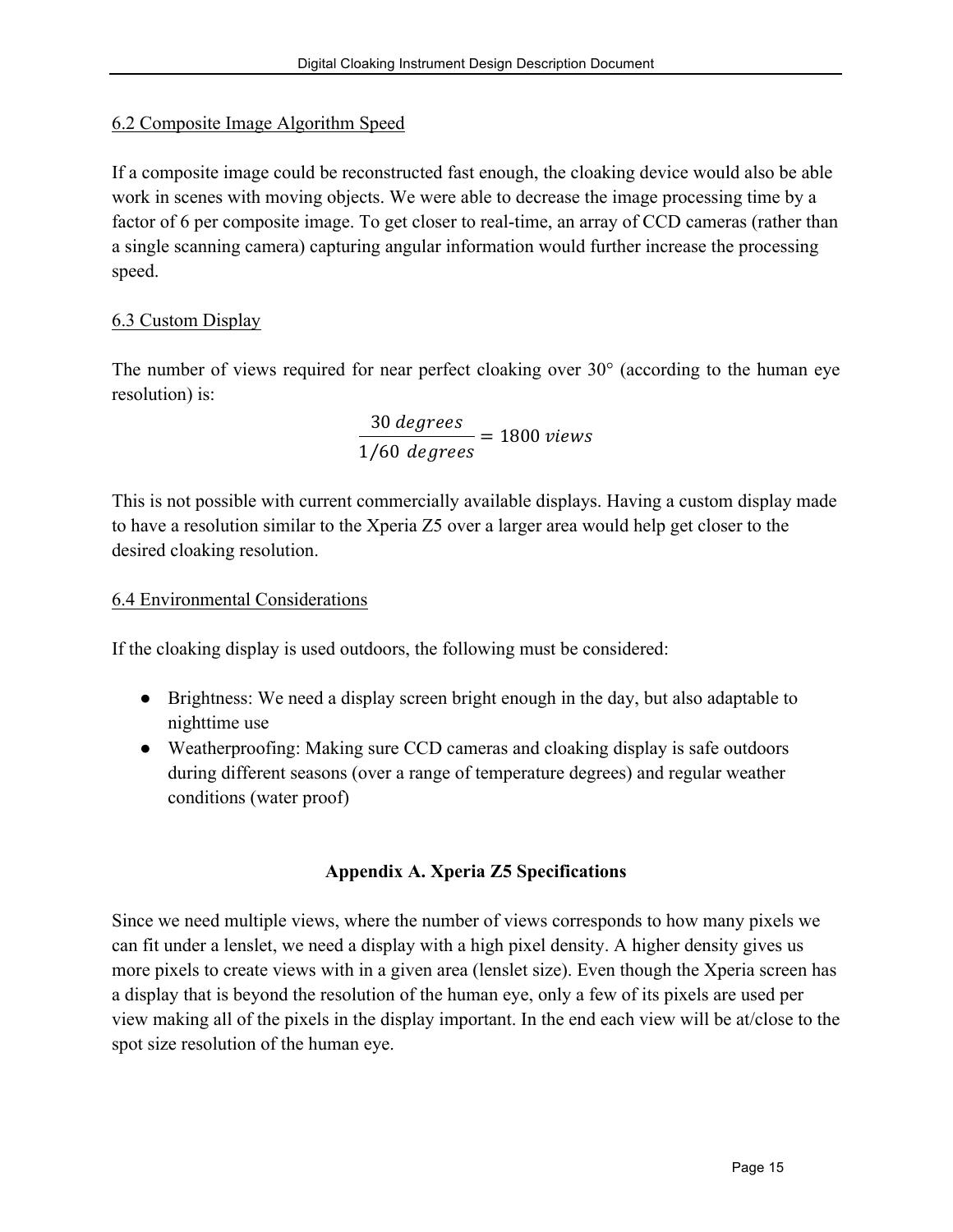## 6.2 Composite Image Algorithm Speed

If a composite image could be reconstructed fast enough, the cloaking device would also be able work in scenes with moving objects. We were able to decrease the image processing time by a factor of 6 per composite image. To get closer to real-time, an array of CCD cameras (rather than a single scanning camera) capturing angular information would further increase the processing speed.

## 6.3 Custom Display

The number of views required for near perfect cloaking over 30° (according to the human eye resolution) is:

$$\frac{30\ degrees}{1/60\ \ degrees} = 1800\ views$$

This is not possible with current commercially available displays. Having a custom display made to have a resolution similar to the Xperia Z5 over a larger area would help get closer to the desired cloaking resolution.

## 6.4 Environmental Considerations

If the cloaking display is used outdoors, the following must be considered:

- Brightness: We need a display screen bright enough in the day, but also adaptable to nighttime use
- Weatherproofing: Making sure CCD cameras and cloaking display is safe outdoors during different seasons (over a range of temperature degrees) and regular weather conditions (water proof)

# Appendix A. Xperia Z5 Specifications

Since we need multiple views, where the number of views corresponds to how many pixels we can fit under a lenslet, we need a display with a high pixel density. A higher density gives us more pixels to create views with in a given area (lenslet size). Even though the Xperia screen has a display that is beyond the resolution of the human eye, only a few of its pixels are used per view making all of the pixels in the display important. In the end each view will be at/close to the spot size resolution of the human eye.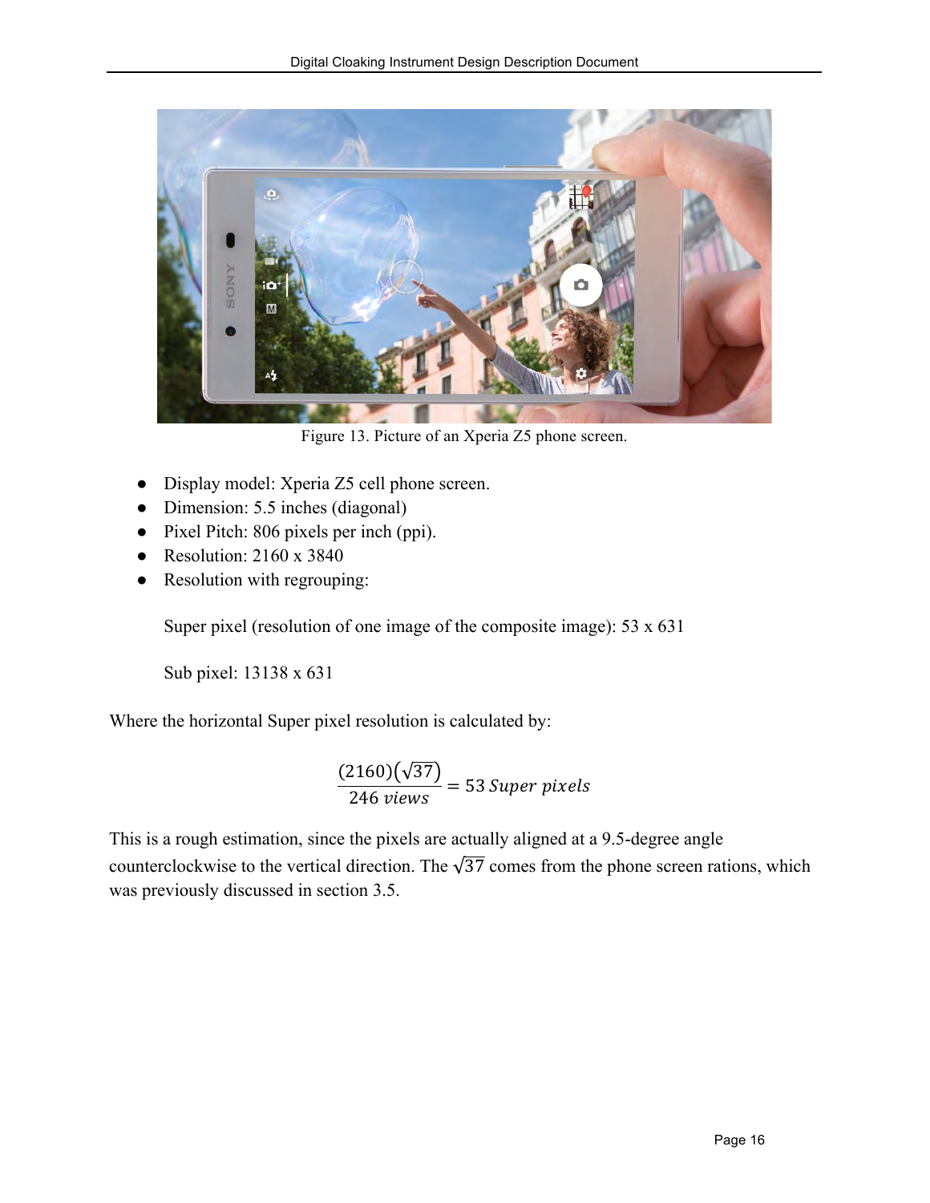Figure 13. Picture of an Xperia Z5 phone screen.

- Display model: Xperia Z5 cell phone screen.
- Dimension: 5.5 inches (diagonal)
- Pixel Pitch: 806 pixels per inch (ppi).
- Resolution: 2160 x 3840
- Resolution with regrouping:

  Super pixel (resolution of one image of the composite image): 53 x 631

  Sub pixel: 13138 x 631

Where the horizontal Super pixel resolution is calculated by:

$$\frac{(2160)(\sqrt{37})}{246\ views} = 53\ Super\ pixels$$

This is a rough estimation, since the pixels are actually aligned at a 9.5-degree angle counterclockwise to the vertical direction. The $\sqrt{37}$ comes from the phone screen rations, which was previously discussed in section 3.5.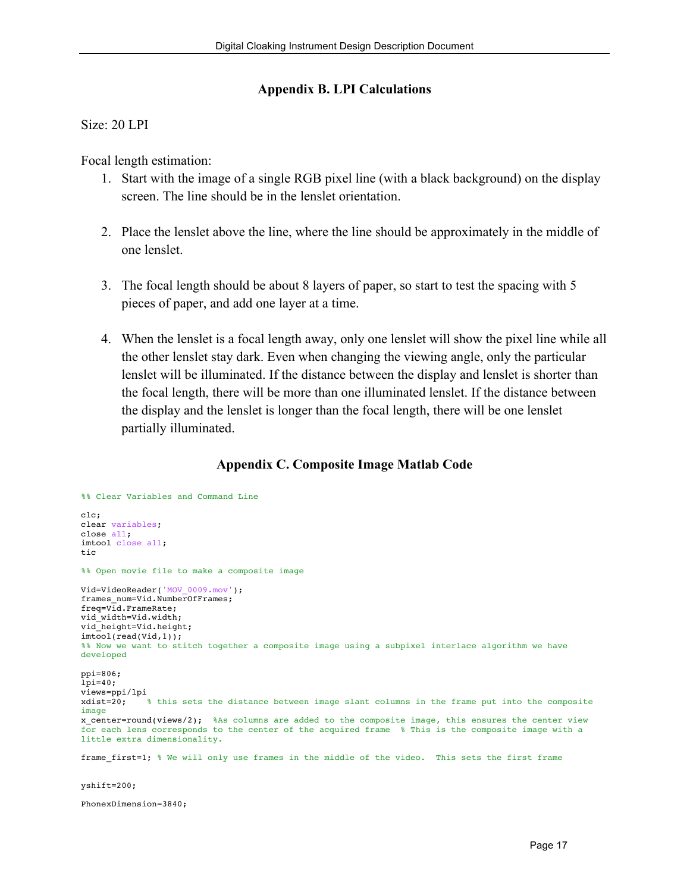## Appendix B. LPI Calculations

Size: 20 LPI

Focal length estimation:

1. Start with the image of a single RGB pixel line (with a black background) on the display screen. The line should be in the lenslet orientation.

2. Place the lenslet above the line, where the line should be approximately in the middle of one lenslet.

3. The focal length should be about 8 layers of paper, so start to test the spacing with 5 pieces of paper, and add one layer at a time.

4. When the lenslet is a focal length away, only one lenslet will show the pixel line while all the other lenslet stay dark. Even when changing the viewing angle, only the particular lenslet will be illuminated. If the distance between the display and lenslet is shorter than the focal length, there will be more than one illuminated lenslet. If the distance between the display and the lenslet is longer than the focal length, there will be one lenslet partially illuminated.

## Appendix C. Composite Image Matlab Code

```
%% Clear Variables and Command Line

clc;
clear variables;
close all;
imtool close all;
tic

%% Open movie file to make a composite image

Vid=VideoReader('MOV_0009.mov');
frames_num=Vid.NumberOfFrames;
freq=Vid.FrameRate;
vid_width=Vid.width;
vid_height=Vid.height;
imtool(read(Vid,1));
%% Now we want to stitch together a composite image using a subpixel interlace algorithm we have
developed

ppi=806;
lpi=40;
views=ppi/lpi
xdist=20;    % this sets the distance between image slant columns in the frame put into the composite
image
x_center=round(views/2);  %As columns are added to the composite image, this ensures the center view
for each lens corresponds to the center of the acquired frame  % This is the composite image with a
little extra dimensionality.

frame_first=1; % We will only use frames in the middle of the video.  This sets the first frame


yshift=200;

PhonexDimension=3840;
```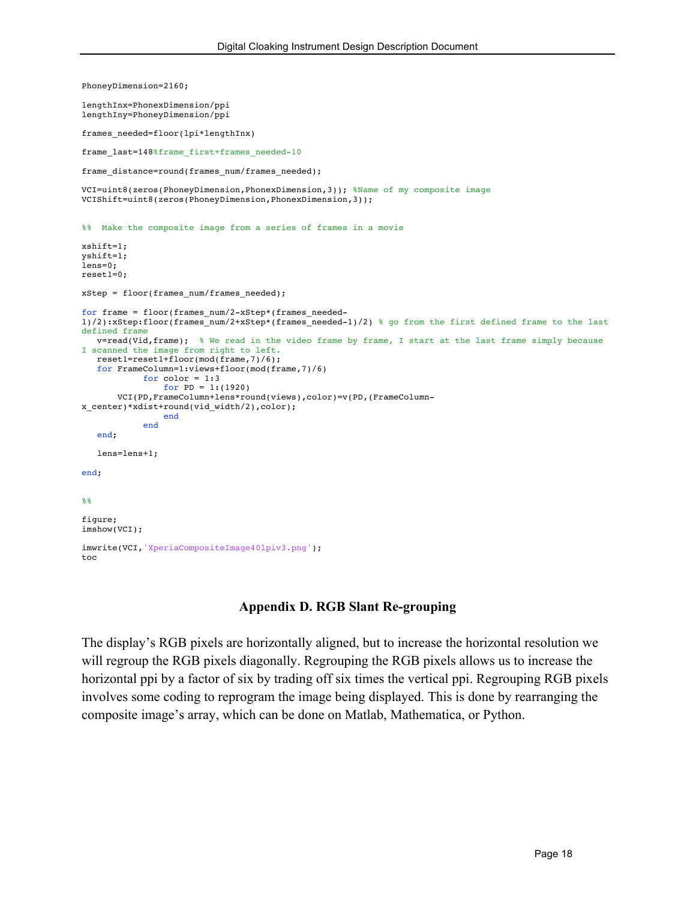```
PhoneyDimension=2160;

lengthInx=PhonexDimension/ppi
lengthIny=PhoneyDimension/ppi

frames_needed=floor(lpi*lengthInx)

frame_last=148%frame_first+frames_needed-10

frame_distance=round(frames_num/frames_needed);

VCI=uint8(zeros(PhoneyDimension,PhonexDimension,3)); %Name of my composite image
VCIShift=uint8(zeros(PhoneyDimension,PhonexDimension,3));


%%  Make the composite image from a series of frames in a movie

xshift=1;
yshift=1;
lens=0;
reset1=0;

xStep = floor(frames_num/frames_needed);

for frame = floor(frames_num/2-xStep*(frames_needed-
1)/2):xStep:floor(frames_num/2+xStep*(frames_needed-1)/2) % go from the first defined frame to the last
defined frame
   v=read(Vid,frame);  % We read in the video frame by frame, I start at the last frame simply because
I scanned the image from right to left.
   reset1=reset1+floor(mod(frame,7)/6);
   for FrameColumn=1:views+floor(mod(frame,7)/6)
            for color = 1:3
                for PD = 1:(1920)
       VCI(PD,FrameColumn+lens*round(views),color)=v(PD,(FrameColumn-
x_center)*xdist+round(vid_width/2),color);
                end
            end
   end;

   lens=lens+1;

end;


%%

figure;
imshow(VCI);

imwrite(VCI,'XperiaCompositeImage40lpiv3.png');
toc
```

## Appendix D. RGB Slant Re-grouping

The display's RGB pixels are horizontally aligned, but to increase the horizontal resolution we will regroup the RGB pixels diagonally. Regrouping the RGB pixels allows us to increase the horizontal ppi by a factor of six by trading off six times the vertical ppi. Regrouping RGB pixels involves some coding to reprogram the image being displayed. This is done by rearranging the composite image's array, which can be done on Matlab, Mathematica, or Python.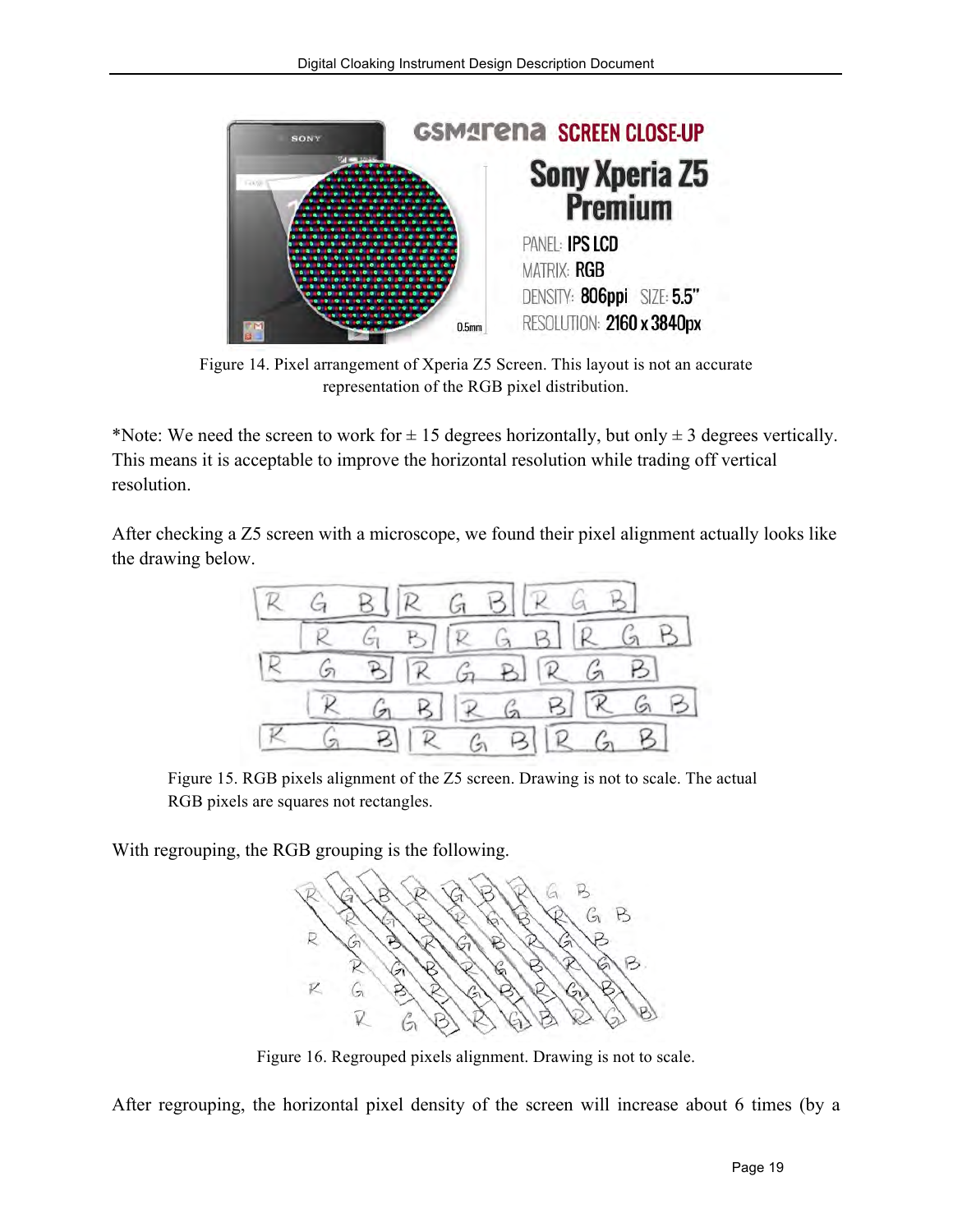Figure 14. Pixel arrangement of Xperia Z5 Screen. This layout is not an accurate representation of the RGB pixel distribution.

*Note: We need the screen to work for ± 15 degrees horizontally, but only ± 3 degrees vertically. This means it is acceptable to improve the horizontal resolution while trading off vertical resolution.

After checking a Z5 screen with a microscope, we found their pixel alignment actually looks like the drawing below.

Figure 15. RGB pixels alignment of the Z5 screen. Drawing is not to scale. The actual RGB pixels are squares not rectangles.

With regrouping, the RGB grouping is the following.

Figure 16. Regrouped pixels alignment. Drawing is not to scale.

After regrouping, the horizontal pixel density of the screen will increase about 6 times (by a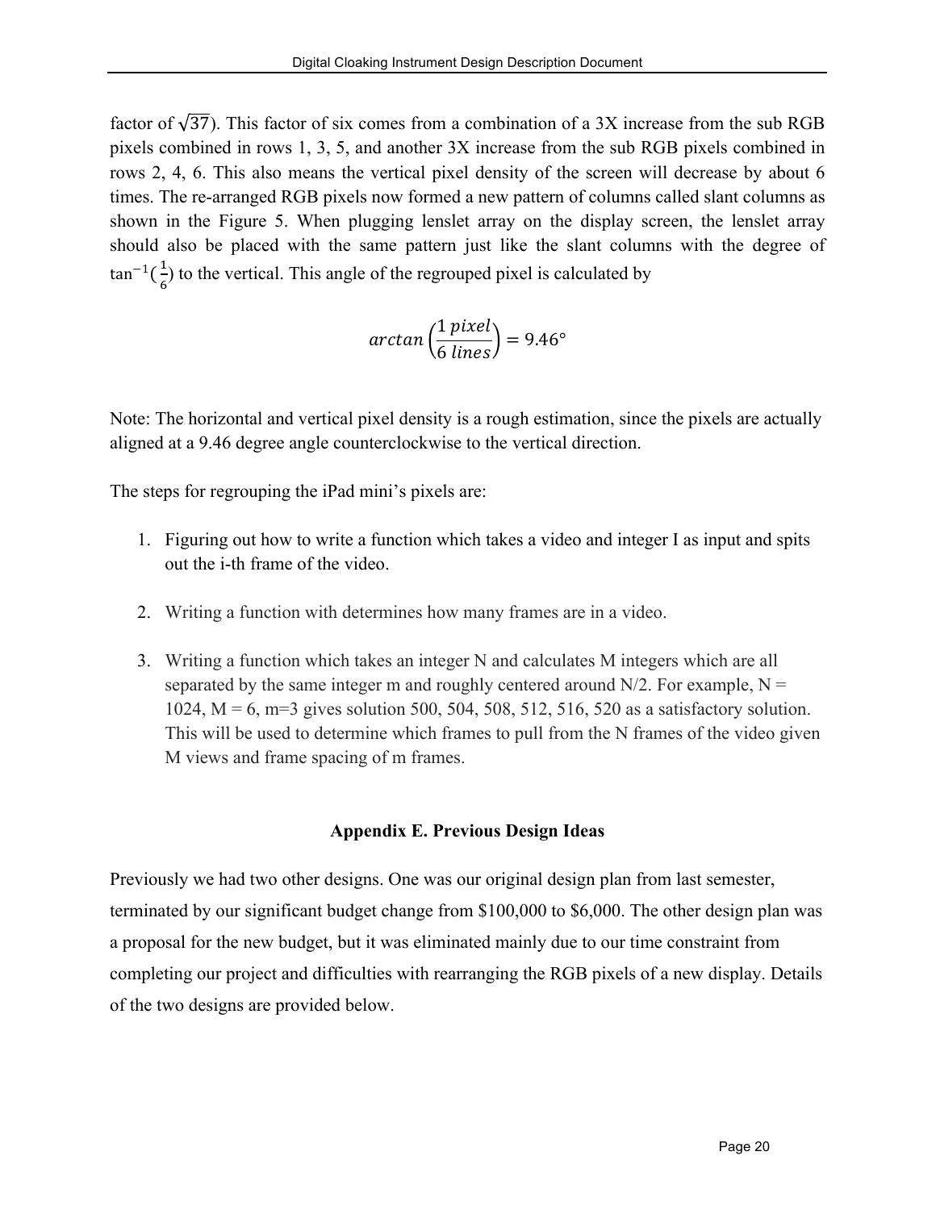factor of $\sqrt{37}$). This factor of six comes from a combination of a 3X increase from the sub RGB pixels combined in rows 1, 3, 5, and another 3X increase from the sub RGB pixels combined in rows 2, 4, 6. This also means the vertical pixel density of the screen will decrease by about 6 times. The re-arranged RGB pixels now formed a new pattern of columns called slant columns as shown in the Figure 5. When plugging lenslet array on the display screen, the lenslet array should also be placed with the same pattern just like the slant columns with the degree of $\tan^{-1}(\frac{1}{6})$ to the vertical. This angle of the regrouped pixel is calculated by

$$arctan\left(\frac{1\ pixel}{6\ lines}\right) = 9.46°$$

Note: The horizontal and vertical pixel density is a rough estimation, since the pixels are actually aligned at a 9.46 degree angle counterclockwise to the vertical direction.

The steps for regrouping the iPad mini's pixels are:

1. Figuring out how to write a function which takes a video and integer I as input and spits out the i-th frame of the video.

2. Writing a function with determines how many frames are in a video.

3. Writing a function which takes an integer N and calculates M integers which are all separated by the same integer m and roughly centered around N/2. For example, N = 1024, M = 6, m=3 gives solution 500, 504, 508, 512, 516, 520 as a satisfactory solution. This will be used to determine which frames to pull from the N frames of the video given M views and frame spacing of m frames.

## Appendix E. Previous Design Ideas

Previously we had two other designs. One was our original design plan from last semester, terminated by our significant budget change from $100,000 to $6,000. The other design plan was a proposal for the new budget, but it was eliminated mainly due to our time constraint from completing our project and difficulties with rearranging the RGB pixels of a new display. Details of the two designs are provided below.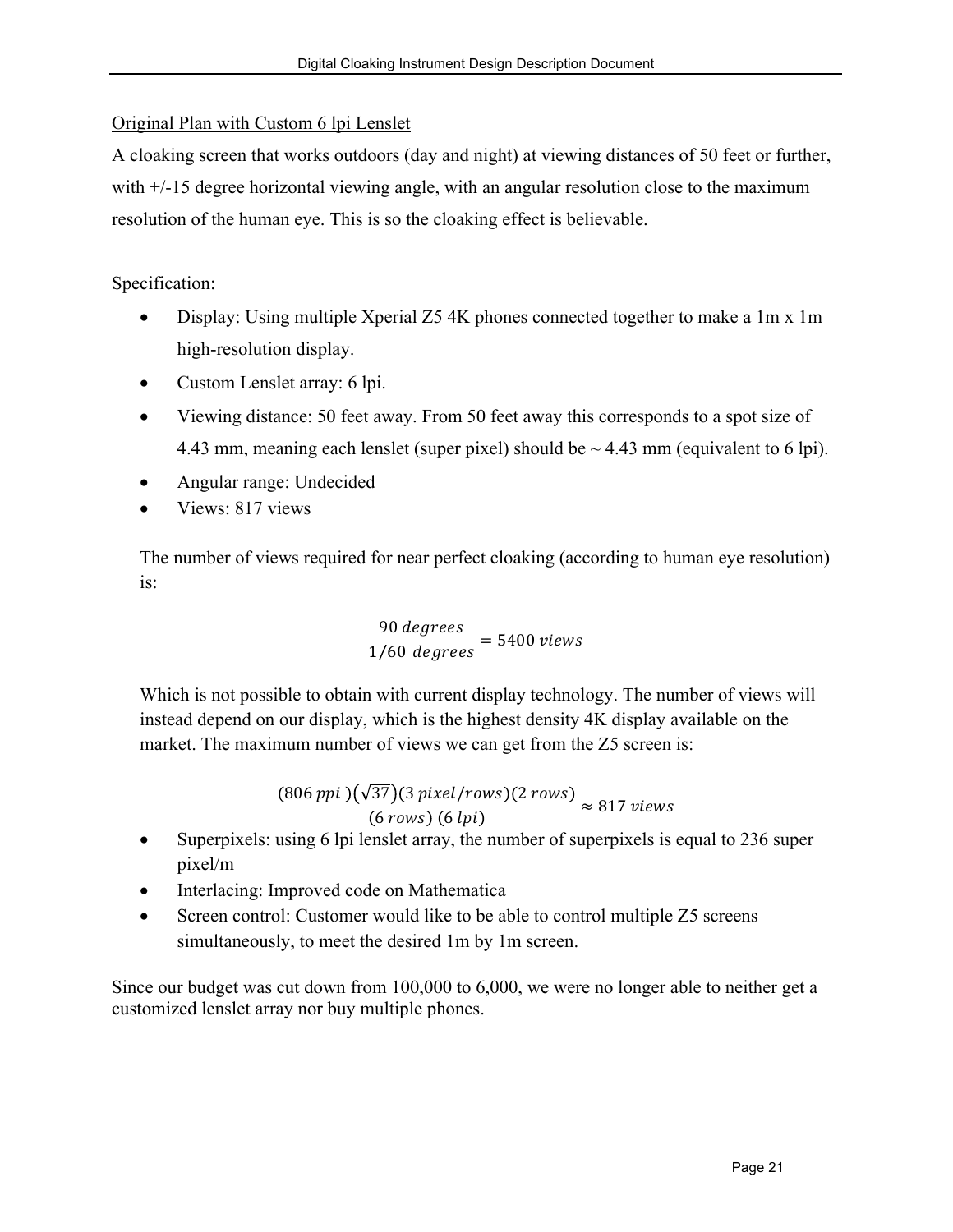Original Plan with Custom 6 lpi Lenslet

A cloaking screen that works outdoors (day and night) at viewing distances of 50 feet or further, with +/-15 degree horizontal viewing angle, with an angular resolution close to the maximum resolution of the human eye. This is so the cloaking effect is believable.

Specification:

- Display: Using multiple Xperial Z5 4K phones connected together to make a 1m x 1m high-resolution display.
- Custom Lenslet array: 6 lpi.
- Viewing distance: 50 feet away. From 50 feet away this corresponds to a spot size of 4.43 mm, meaning each lenslet (super pixel) should be ~ 4.43 mm (equivalent to 6 lpi).
- Angular range: Undecided
- Views: 817 views

  The number of views required for near perfect cloaking (according to human eye resolution) is:

  $$\frac{90\ degrees}{1/60\ \ degrees} = 5400\ views$$

  Which is not possible to obtain with current display technology. The number of views will instead depend on our display, which is the highest density 4K display available on the market. The maximum number of views we can get from the Z5 screen is:

  $$\frac{(806\ ppi\ )(\sqrt{37})(3\ pixel/rows)(2\ rows)}{(6\ rows)\ (6\ lpi)} \approx 817\ views$$

- Superpixels: using 6 lpi lenslet array, the number of superpixels is equal to 236 super pixel/m
- Interlacing: Improved code on Mathematica
- Screen control: Customer would like to be able to control multiple Z5 screens simultaneously, to meet the desired 1m by 1m screen.

Since our budget was cut down from 100,000 to 6,000, we were no longer able to neither get a customized lenslet array nor buy multiple phones.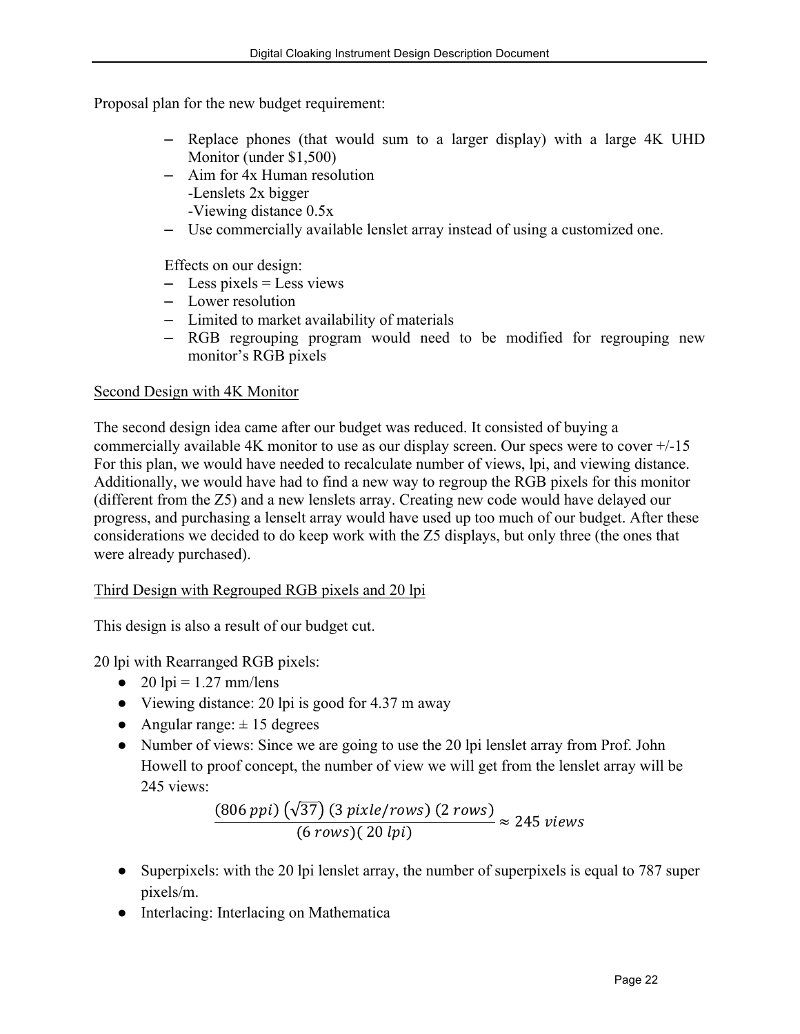Proposal plan for the new budget requirement:

- Replace phones (that would sum to a larger display) with a large 4K UHD Monitor (under $1,500)
- Aim for 4x Human resolution
  - -Lenslets 2x bigger
  - -Viewing distance 0.5x
- Use commercially available lenslet array instead of using a customized one.

Effects on our design:

- Less pixels = Less views
- Lower resolution
- Limited to market availability of materials
- RGB regrouping program would need to be modified for regrouping new monitor's RGB pixels

Second Design with 4K Monitor

The second design idea came after our budget was reduced. It consisted of buying a commercially available 4K monitor to use as our display screen. Our specs were to cover +/-15 For this plan, we would have needed to recalculate number of views, lpi, and viewing distance. Additionally, we would have had to find a new way to regroup the RGB pixels for this monitor (different from the Z5) and a new lenslets array. Creating new code would have delayed our progress, and purchasing a lenselt array would have used up too much of our budget. After these considerations we decided to do keep work with the Z5 displays, but only three (the ones that were already purchased).

Third Design with Regrouped RGB pixels and 20 lpi

This design is also a result of our budget cut.

20 lpi with Rearranged RGB pixels:

- 20 lpi = 1.27 mm/lens
- Viewing distance: 20 lpi is good for 4.37 m away
- Angular range: ± 15 degrees
- Number of views: Since we are going to use the 20 lpi lenslet array from Prof. John Howell to proof concept, the number of view we will get from the lenslet array will be 245 views:

$$\frac{(806\ ppi)\ (\sqrt{37})\ (3\ pixle/rows)\ (2\ rows)}{(6\ rows)(\ 20\ lpi)} \approx 245\ views$$

- Superpixels: with the 20 lpi lenslet array, the number of superpixels is equal to 787 super pixels/m.
- Interlacing: Interlacing on Mathematica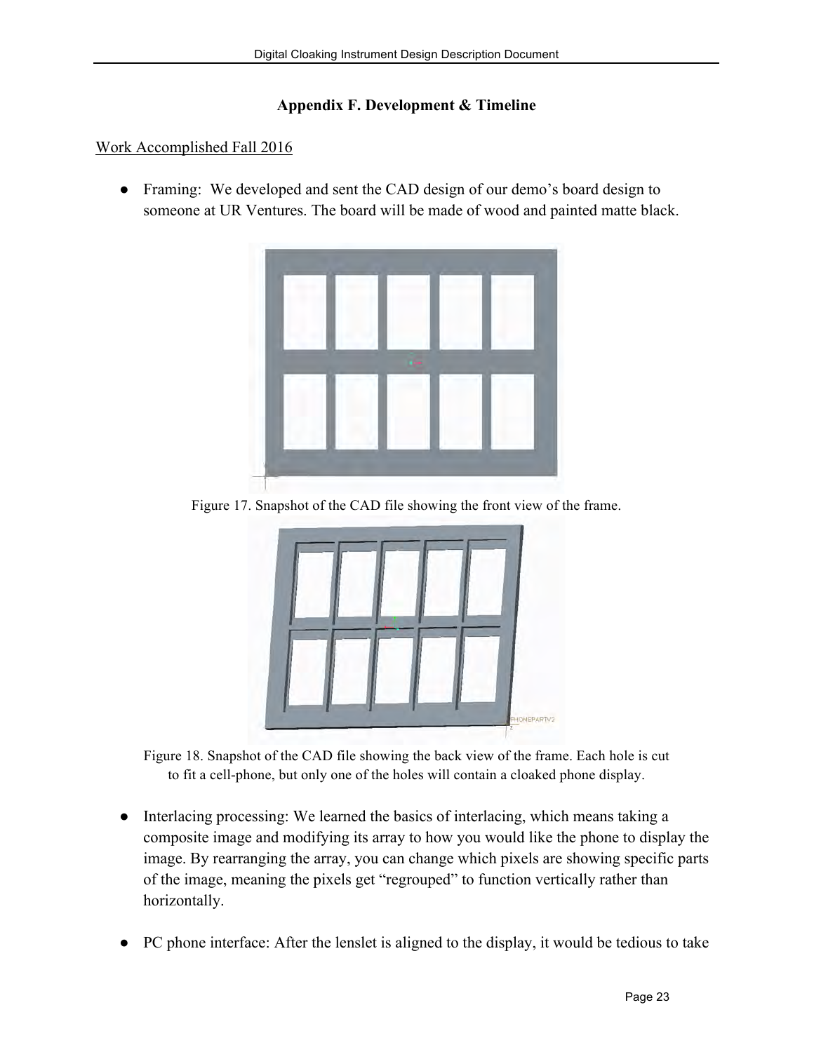## Appendix F. Development & Timeline

Work Accomplished Fall 2016

- Framing: We developed and sent the CAD design of our demo's board design to someone at UR Ventures. The board will be made of wood and painted matte black.

Figure 17. Snapshot of the CAD file showing the front view of the frame.

Figure 18. Snapshot of the CAD file showing the back view of the frame. Each hole is cut to fit a cell-phone, but only one of the holes will contain a cloaked phone display.

- Interlacing processing: We learned the basics of interlacing, which means taking a composite image and modifying its array to how you would like the phone to display the image. By rearranging the array, you can change which pixels are showing specific parts of the image, meaning the pixels get "regrouped" to function vertically rather than horizontally.

- PC phone interface: After the lenslet is aligned to the display, it would be tedious to take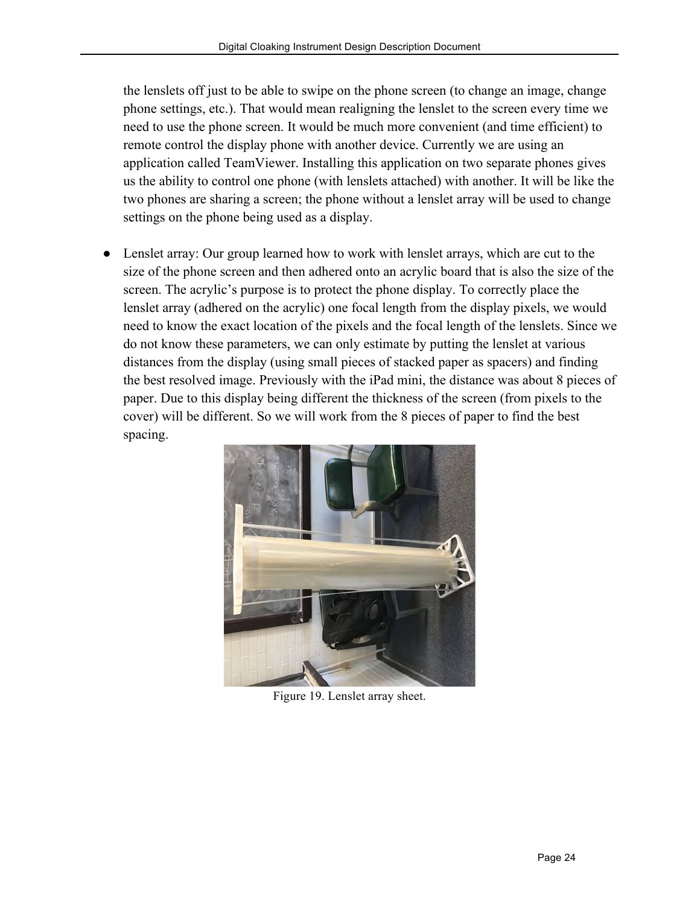the lenslets off just to be able to swipe on the phone screen (to change an image, change phone settings, etc.). That would mean realigning the lenslet to the screen every time we need to use the phone screen. It would be much more convenient (and time efficient) to remote control the display phone with another device. Currently we are using an application called TeamViewer. Installing this application on two separate phones gives us the ability to control one phone (with lenslets attached) with another. It will be like the two phones are sharing a screen; the phone without a lenslet array will be used to change settings on the phone being used as a display.

- Lenslet array: Our group learned how to work with lenslet arrays, which are cut to the size of the phone screen and then adhered onto an acrylic board that is also the size of the screen. The acrylic's purpose is to protect the phone display. To correctly place the lenslet array (adhered on the acrylic) one focal length from the display pixels, we would need to know the exact location of the pixels and the focal length of the lenslets. Since we do not know these parameters, we can only estimate by putting the lenslet at various distances from the display (using small pieces of stacked paper as spacers) and finding the best resolved image. Previously with the iPad mini, the distance was about 8 pieces of paper. Due to this display being different the thickness of the screen (from pixels to the cover) will be different. So we will work from the 8 pieces of paper to find the best spacing.

Figure 19. Lenslet array sheet.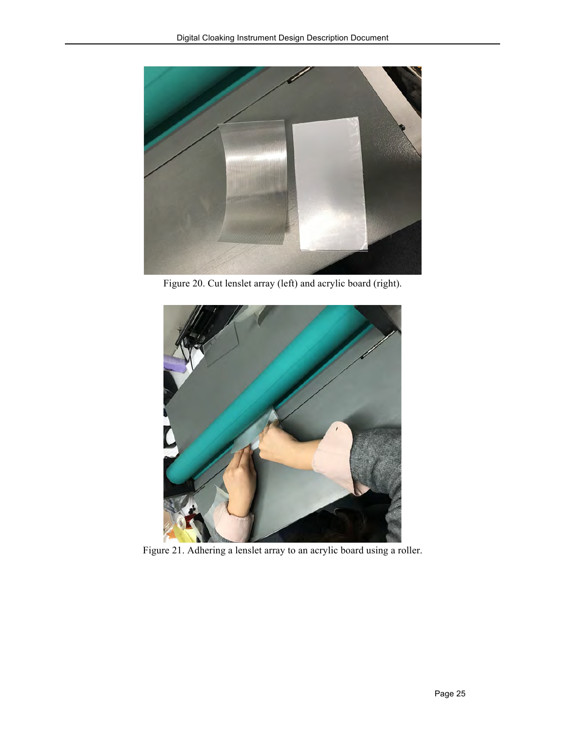Figure 20. Cut lenslet array (left) and acrylic board (right).

Figure 21. Adhering a lenslet array to an acrylic board using a roller.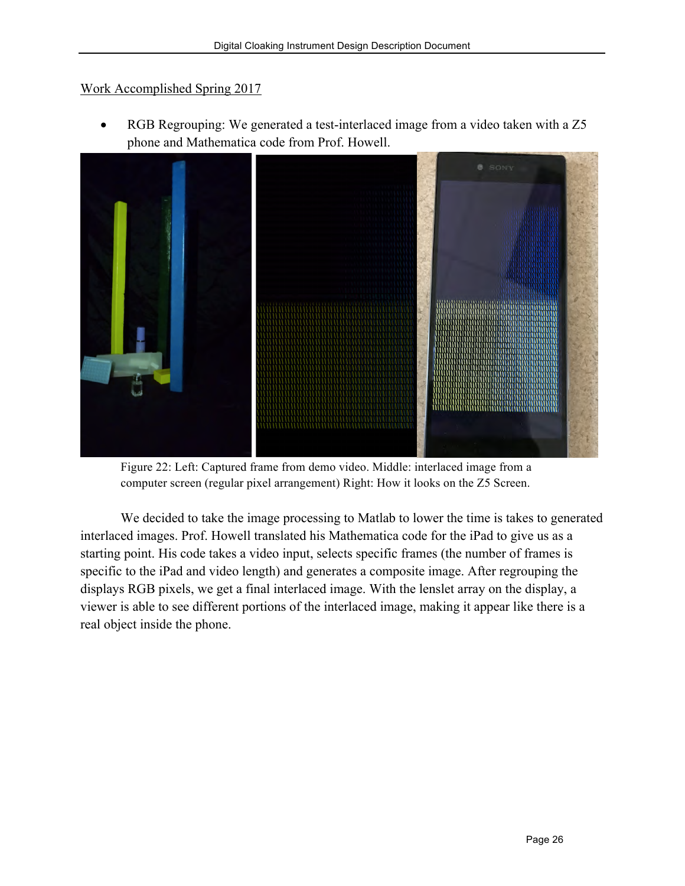Work Accomplished Spring 2017

- RGB Regrouping: We generated a test-interlaced image from a video taken with a Z5 phone and Mathematica code from Prof. Howell.

Figure 22: Left: Captured frame from demo video. Middle: interlaced image from a computer screen (regular pixel arrangement) Right: How it looks on the Z5 Screen.

We decided to take the image processing to Matlab to lower the time is takes to generated interlaced images. Prof. Howell translated his Mathematica code for the iPad to give us as a starting point. His code takes a video input, selects specific frames (the number of frames is specific to the iPad and video length) and generates a composite image. After regrouping the displays RGB pixels, we get a final interlaced image. With the lenslet array on the display, a viewer is able to see different portions of the interlaced image, making it appear like there is a real object inside the phone.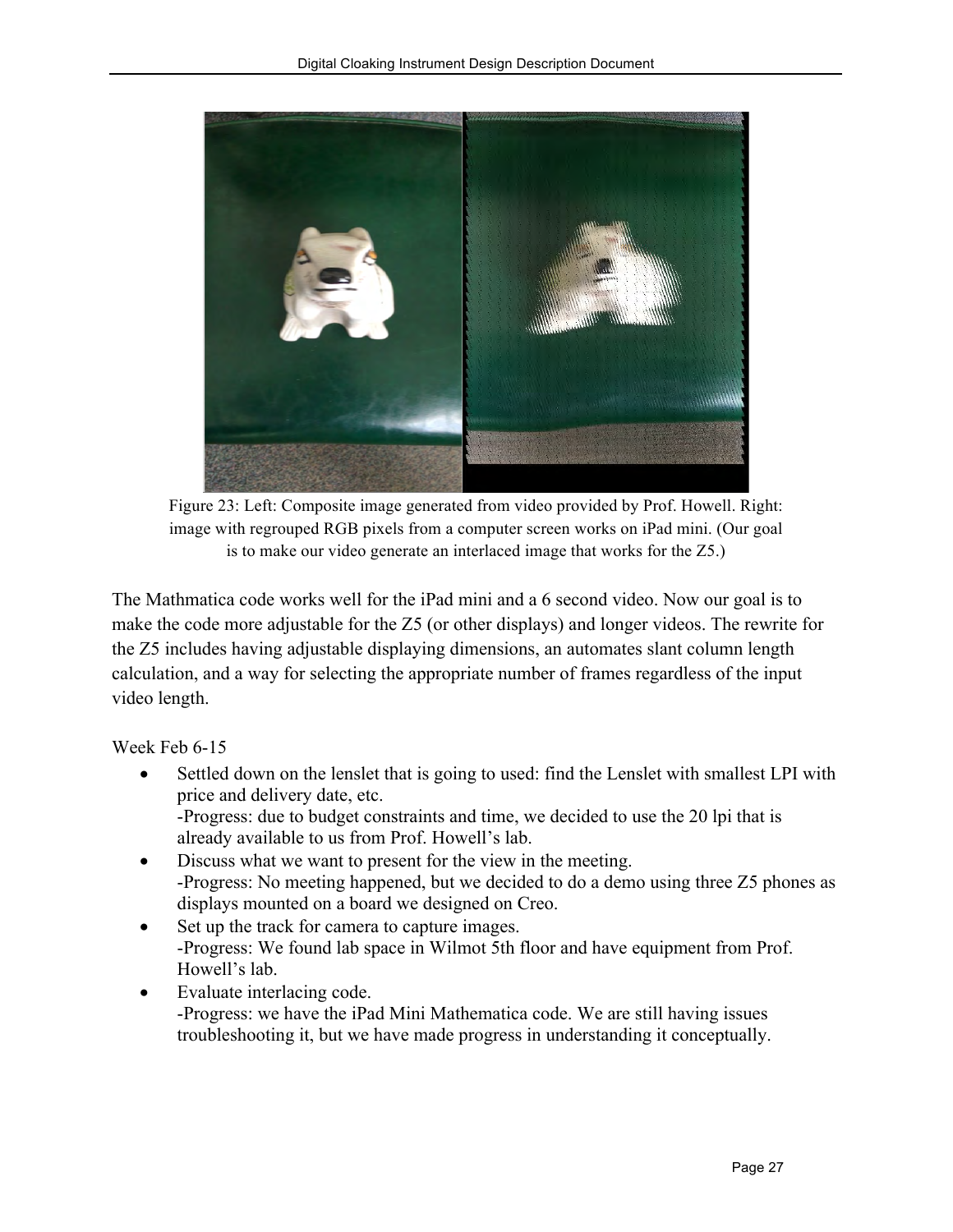Figure 23: Left: Composite image generated from video provided by Prof. Howell. Right: image with regrouped RGB pixels from a computer screen works on iPad mini. (Our goal is to make our video generate an interlaced image that works for the Z5.)

The Mathmatica code works well for the iPad mini and a 6 second video. Now our goal is to make the code more adjustable for the Z5 (or other displays) and longer videos. The rewrite for the Z5 includes having adjustable displaying dimensions, an automates slant column length calculation, and a way for selecting the appropriate number of frames regardless of the input video length.

Week Feb 6-15

- Settled down on the lenslet that is going to used: find the Lenslet with smallest LPI with price and delivery date, etc.
  -Progress: due to budget constraints and time, we decided to use the 20 lpi that is already available to us from Prof. Howell's lab.
- Discuss what we want to present for the view in the meeting.
  -Progress: No meeting happened, but we decided to do a demo using three Z5 phones as displays mounted on a board we designed on Creo.
- Set up the track for camera to capture images.
  -Progress: We found lab space in Wilmot 5th floor and have equipment from Prof. Howell's lab.
- Evaluate interlacing code.
  -Progress: we have the iPad Mini Mathematica code. We are still having issues troubleshooting it, but we have made progress in understanding it conceptually.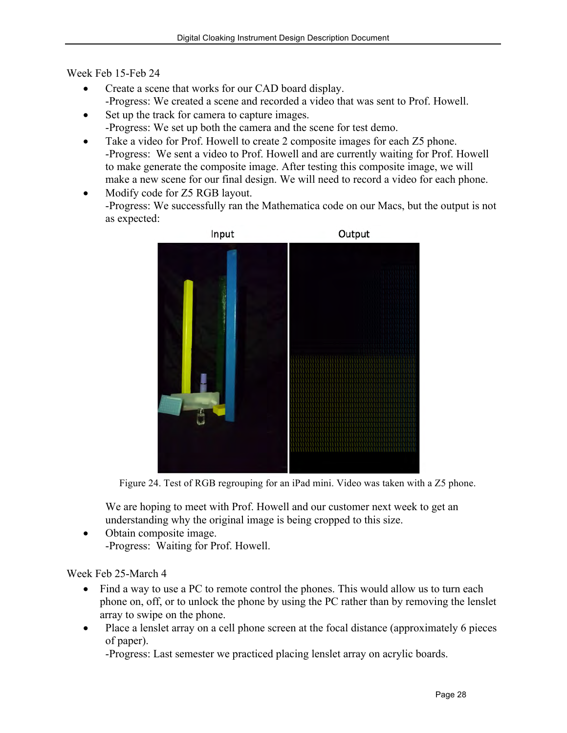Week Feb 15-Feb 24

- Create a scene that works for our CAD board display.
  -Progress: We created a scene and recorded a video that was sent to Prof. Howell.
- Set up the track for camera to capture images.
  -Progress: We set up both the camera and the scene for test demo.
- Take a video for Prof. Howell to create 2 composite images for each Z5 phone.
  -Progress: We sent a video to Prof. Howell and are currently waiting for Prof. Howell to make generate the composite image. After testing this composite image, we will make a new scene for our final design. We will need to record a video for each phone.
- Modify code for Z5 RGB layout.
  -Progress: We successfully ran the Mathematica code on our Macs, but the output is not as expected:

Input Output

Figure 24. Test of RGB regrouping for an iPad mini. Video was taken with a Z5 phone.

  We are hoping to meet with Prof. Howell and our customer next week to get an understanding why the original image is being cropped to this size.
- Obtain composite image.
  -Progress: Waiting for Prof. Howell.

Week Feb 25-March 4

- Find a way to use a PC to remote control the phones. This would allow us to turn each phone on, off, or to unlock the phone by using the PC rather than by removing the lenslet array to swipe on the phone.
- Place a lenslet array on a cell phone screen at the focal distance (approximately 6 pieces of paper).
  -Progress: Last semester we practiced placing lenslet array on acrylic boards.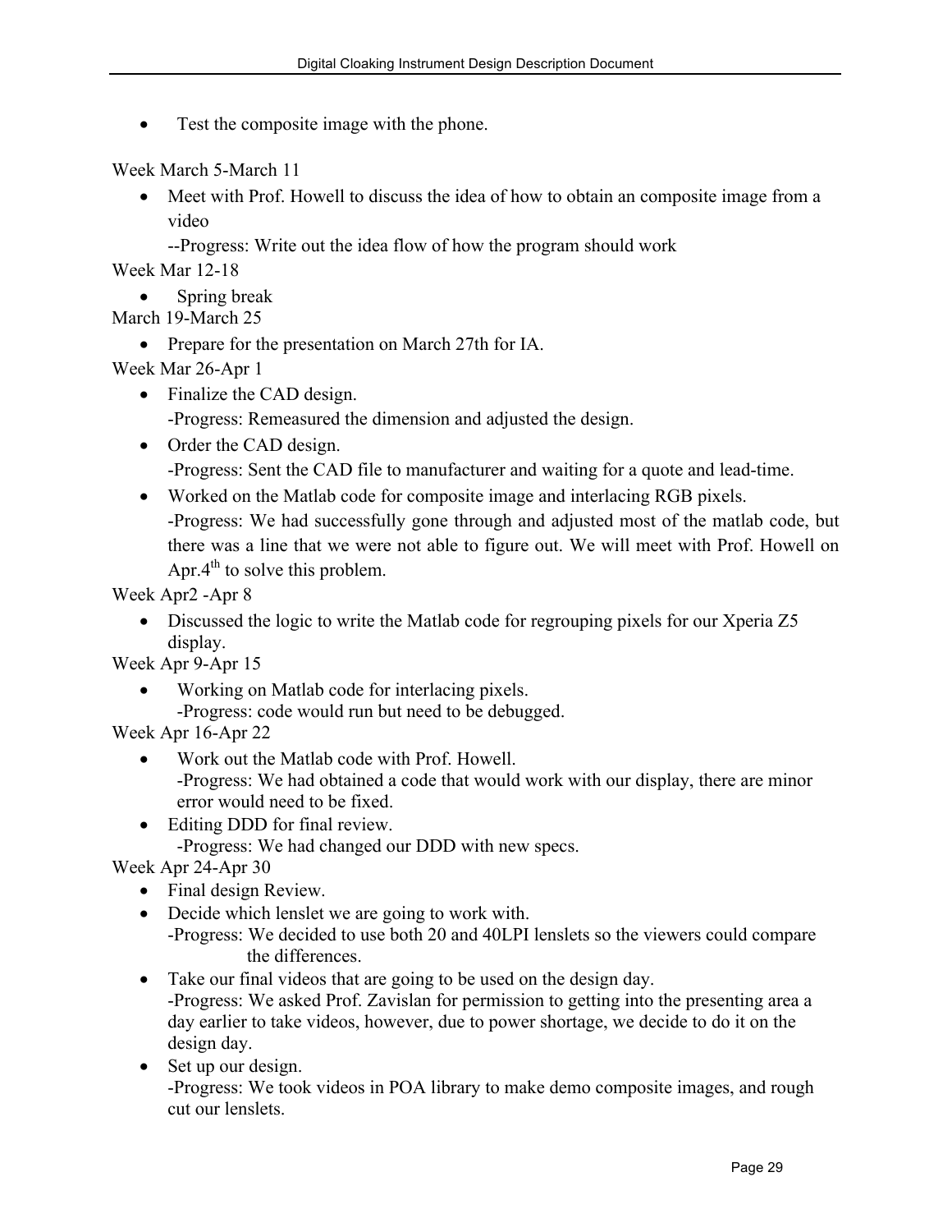- Test the composite image with the phone.

Week March 5-March 11

- Meet with Prof. Howell to discuss the idea of how to obtain an composite image from a video

  --Progress: Write out the idea flow of how the program should work

Week Mar 12-18

- Spring break

March 19-March 25

- Prepare for the presentation on March 27th for IA.

Week Mar 26-Apr 1

- Finalize the CAD design.

  -Progress: Remeasured the dimension and adjusted the design.

- Order the CAD design.

  -Progress: Sent the CAD file to manufacturer and waiting for a quote and lead-time.

- Worked on the Matlab code for composite image and interlacing RGB pixels.

  -Progress: We had successfully gone through and adjusted most of the matlab code, but there was a line that we were not able to figure out. We will meet with Prof. Howell on Apr.4th to solve this problem.

Week Apr2 -Apr 8

- Discussed the logic to write the Matlab code for regrouping pixels for our Xperia Z5 display.

Week Apr 9-Apr 15

- Working on Matlab code for interlacing pixels.

  -Progress: code would run but need to be debugged.

Week Apr 16-Apr 22

- Work out the Matlab code with Prof. Howell.

  -Progress: We had obtained a code that would work with our display, there are minor error would need to be fixed.

- Editing DDD for final review.

  -Progress: We had changed our DDD with new specs.

Week Apr 24-Apr 30

- Final design Review.
- Decide which lenslet we are going to work with.

  -Progress: We decided to use both 20 and 40LPI lenslets so the viewers could compare the differences.

- Take our final videos that are going to be used on the design day.

  -Progress: We asked Prof. Zavislan for permission to getting into the presenting area a day earlier to take videos, however, due to power shortage, we decide to do it on the design day.

- Set up our design.

  -Progress: We took videos in POA library to make demo composite images, and rough cut our lenslets.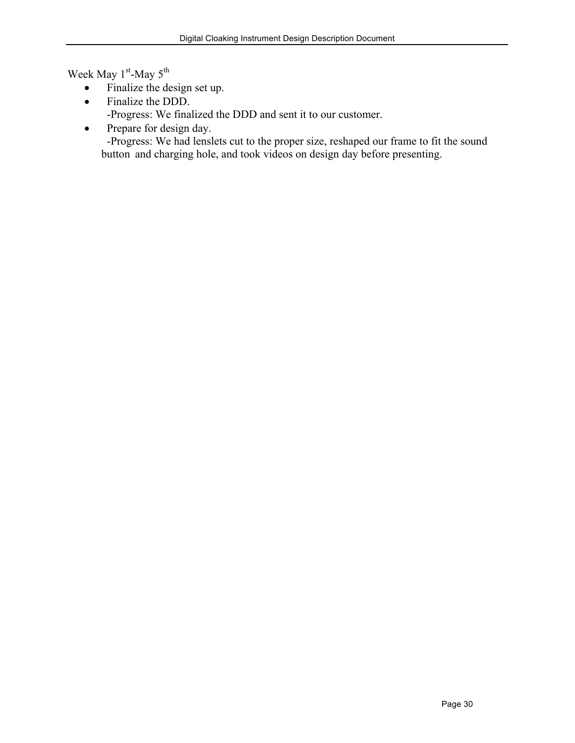Week May 1st-May 5th

- Finalize the design set up.
- Finalize the DDD.
  -Progress: We finalized the DDD and sent it to our customer.
- Prepare for design day.
  -Progress: We had lenslets cut to the proper size, reshaped our frame to fit the sound button and charging hole, and took videos on design day before presenting.